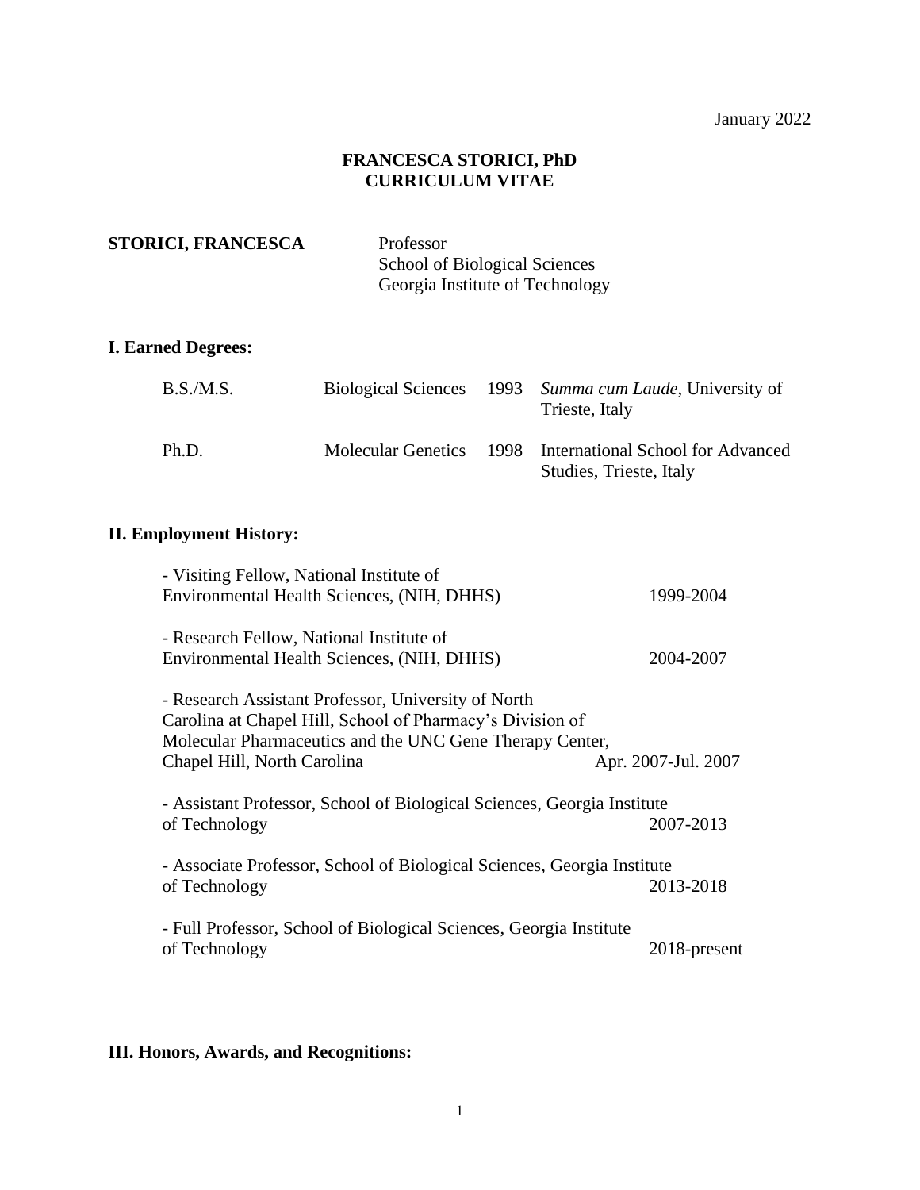January 2022

# FRANCESCA STORICI, PhD
# CURRICULUM VITAE

**STORICI, FRANCESCA**

Professor
School of Biological Sciences
Georgia Institute of Technology

## I. Earned Degrees:

| | | | |
|---|---|---|---|
| B.S./M.S. | Biological Sciences | 1993 | *Summa cum Laude*, University of Trieste, Italy |
| Ph.D. | Molecular Genetics | 1998 | International School for Advanced Studies, Trieste, Italy |

## II. Employment History:

- Visiting Fellow, National Institute of Environmental Health Sciences, (NIH, DHHS) — 1999-2004

- Research Fellow, National Institute of Environmental Health Sciences, (NIH, DHHS) — 2004-2007

- Research Assistant Professor, University of North Carolina at Chapel Hill, School of Pharmacy's Division of Molecular Pharmaceutics and the UNC Gene Therapy Center, Chapel Hill, North Carolina — Apr. 2007-Jul. 2007

- Assistant Professor, School of Biological Sciences, Georgia Institute of Technology — 2007-2013

- Associate Professor, School of Biological Sciences, Georgia Institute of Technology — 2013-2018

- Full Professor, School of Biological Sciences, Georgia Institute of Technology — 2018-present

## III. Honors, Awards, and Recognitions: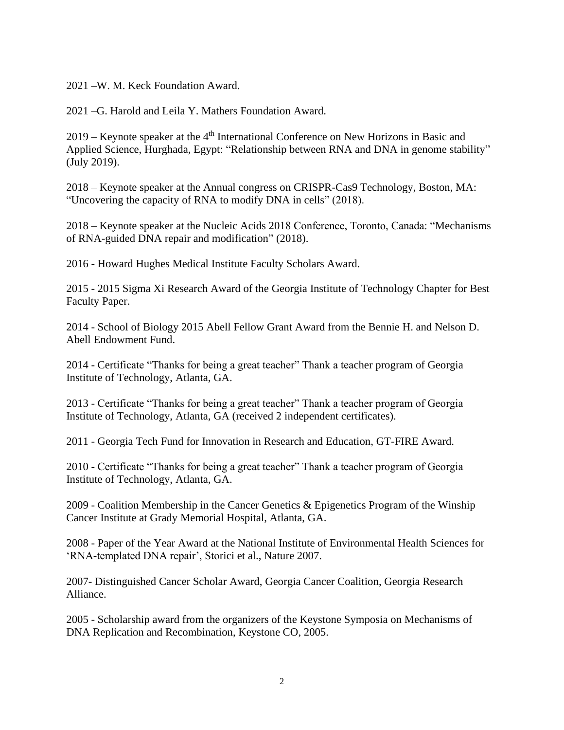2021 –W. M. Keck Foundation Award.

2021 –G. Harold and Leila Y. Mathers Foundation Award.

2019 – Keynote speaker at the 4th International Conference on New Horizons in Basic and Applied Science, Hurghada, Egypt: "Relationship between RNA and DNA in genome stability" (July 2019).

2018 – Keynote speaker at the Annual congress on CRISPR-Cas9 Technology, Boston, MA: "Uncovering the capacity of RNA to modify DNA in cells" (2018).

2018 – Keynote speaker at the Nucleic Acids 2018 Conference, Toronto, Canada: "Mechanisms of RNA-guided DNA repair and modification" (2018).

2016 - Howard Hughes Medical Institute Faculty Scholars Award.

2015 - 2015 Sigma Xi Research Award of the Georgia Institute of Technology Chapter for Best Faculty Paper.

2014 - School of Biology 2015 Abell Fellow Grant Award from the Bennie H. and Nelson D. Abell Endowment Fund.

2014 - Certificate "Thanks for being a great teacher" Thank a teacher program of Georgia Institute of Technology, Atlanta, GA.

2013 - Certificate "Thanks for being a great teacher" Thank a teacher program of Georgia Institute of Technology, Atlanta, GA (received 2 independent certificates).

2011 - Georgia Tech Fund for Innovation in Research and Education, GT-FIRE Award.

2010 - Certificate "Thanks for being a great teacher" Thank a teacher program of Georgia Institute of Technology, Atlanta, GA.

2009 - Coalition Membership in the Cancer Genetics & Epigenetics Program of the Winship Cancer Institute at Grady Memorial Hospital, Atlanta, GA.

2008 - Paper of the Year Award at the National Institute of Environmental Health Sciences for 'RNA-templated DNA repair', Storici et al., Nature 2007.

2007- Distinguished Cancer Scholar Award, Georgia Cancer Coalition, Georgia Research Alliance.

2005 - Scholarship award from the organizers of the Keystone Symposia on Mechanisms of DNA Replication and Recombination, Keystone CO, 2005.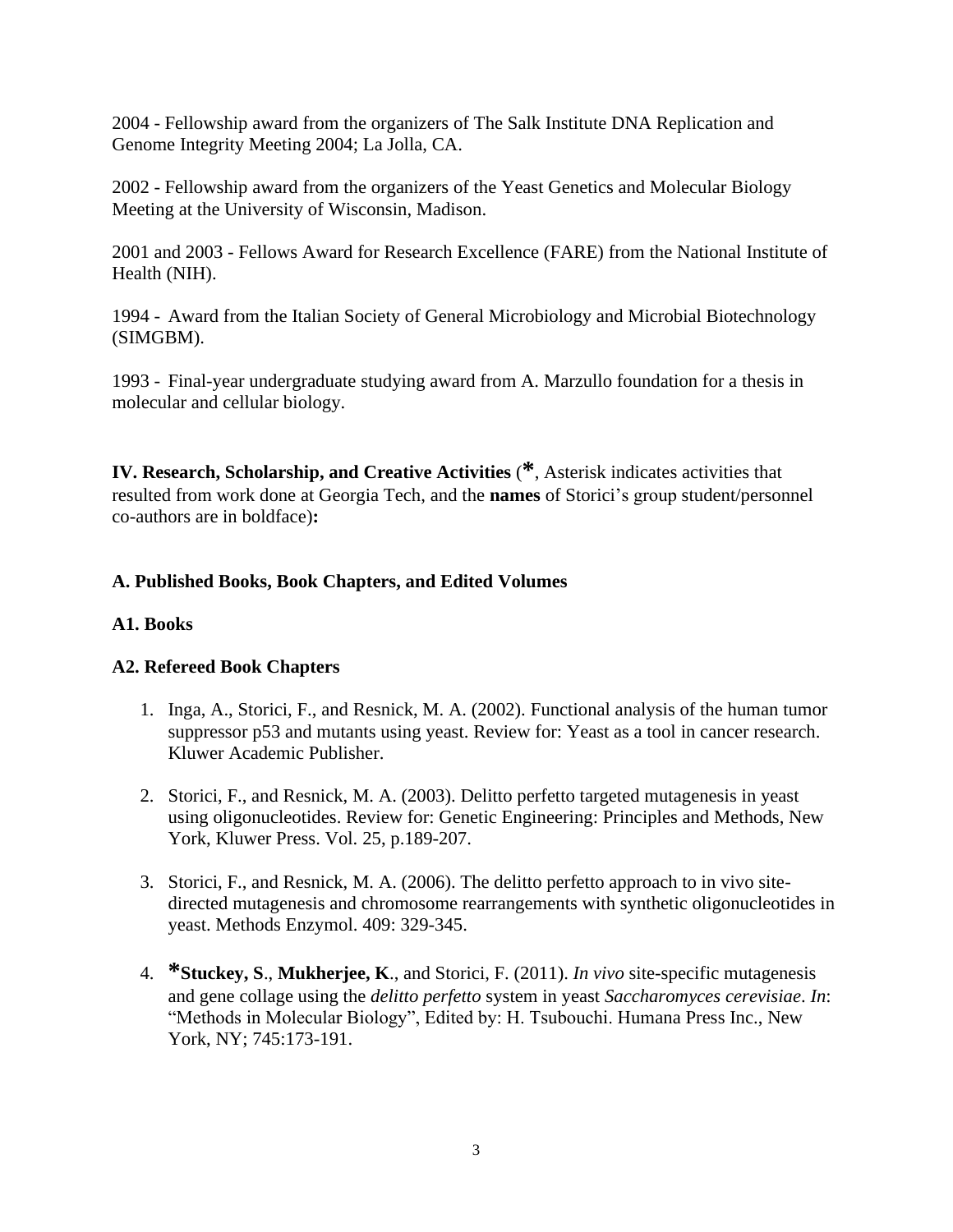2004 - Fellowship award from the organizers of The Salk Institute DNA Replication and Genome Integrity Meeting 2004; La Jolla, CA.

2002 - Fellowship award from the organizers of the Yeast Genetics and Molecular Biology Meeting at the University of Wisconsin, Madison.

2001 and 2003 - Fellows Award for Research Excellence (FARE) from the National Institute of Health (NIH).

1994 - Award from the Italian Society of General Microbiology and Microbial Biotechnology (SIMGBM).

1993 - Final-year undergraduate studying award from A. Marzullo foundation for a thesis in molecular and cellular biology.

**IV. Research, Scholarship, and Creative Activities** (**\***, Asterisk indicates activities that resulted from work done at Georgia Tech, and the **names** of Storici's group student/personnel co-authors are in boldface)**:**

**A. Published Books, Book Chapters, and Edited Volumes**

**A1. Books**

**A2. Refereed Book Chapters**

1. Inga, A., Storici, F., and Resnick, M. A. (2002). Functional analysis of the human tumor suppressor p53 and mutants using yeast. Review for: Yeast as a tool in cancer research. Kluwer Academic Publisher.

2. Storici, F., and Resnick, M. A. (2003). Delitto perfetto targeted mutagenesis in yeast using oligonucleotides. Review for: Genetic Engineering: Principles and Methods, New York, Kluwer Press. Vol. 25, p.189-207.

3. Storici, F., and Resnick, M. A. (2006). The delitto perfetto approach to in vivo site-directed mutagenesis and chromosome rearrangements with synthetic oligonucleotides in yeast. Methods Enzymol. 409: 329-345.

4. **\*Stuckey, S**., **Mukherjee, K**., and Storici, F. (2011). *In vivo* site-specific mutagenesis and gene collage using the *delitto perfetto* system in yeast *Saccharomyces cerevisiae*. *In*: "Methods in Molecular Biology", Edited by: H. Tsubouchi. Humana Press Inc., New York, NY; 745:173-191.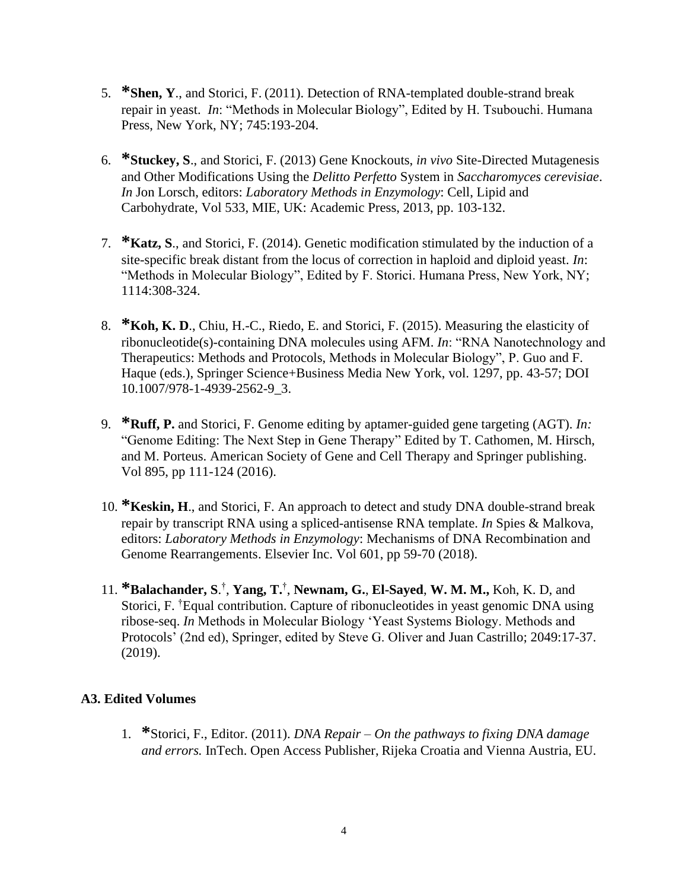5. ***Shen, Y**., and Storici, F. (2011). Detection of RNA-templated double-strand break repair in yeast. *In*: "Methods in Molecular Biology", Edited by H. Tsubouchi. Humana Press, New York, NY; 745:193-204.

6. ***Stuckey, S**., and Storici, F. (2013) Gene Knockouts, *in vivo* Site-Directed Mutagenesis and Other Modifications Using the *Delitto Perfetto* System in *Saccharomyces cerevisiae*. *In* Jon Lorsch, editors: *Laboratory Methods in Enzymology*: Cell, Lipid and Carbohydrate, Vol 533, MIE, UK: Academic Press, 2013, pp. 103-132.

7. ***Katz, S**., and Storici, F. (2014). Genetic modification stimulated by the induction of a site-specific break distant from the locus of correction in haploid and diploid yeast. *In*: "Methods in Molecular Biology", Edited by F. Storici. Humana Press, New York, NY; 1114:308-324.

8. ***Koh, K. D**., Chiu, H.-C., Riedo, E. and Storici, F. (2015). Measuring the elasticity of ribonucleotide(s)-containing DNA molecules using AFM. *In*: "RNA Nanotechnology and Therapeutics: Methods and Protocols, Methods in Molecular Biology", P. Guo and F. Haque (eds.), Springer Science+Business Media New York, vol. 1297, pp. 43-57; DOI 10.1007/978-1-4939-2562-9_3.

9. ***Ruff, P.** and Storici, F. Genome editing by aptamer-guided gene targeting (AGT). *In:* "Genome Editing: The Next Step in Gene Therapy" Edited by T. Cathomen, M. Hirsch, and M. Porteus. American Society of Gene and Cell Therapy and Springer publishing. Vol 895, pp 111-124 (2016).

10. ***Keskin, H**., and Storici, F. An approach to detect and study DNA double-strand break repair by transcript RNA using a spliced-antisense RNA template. *In* Spies & Malkova, editors: *Laboratory Methods in Enzymology*: Mechanisms of DNA Recombination and Genome Rearrangements. Elsevier Inc. Vol 601, pp 59-70 (2018).

11. ***Balachander, S**.[†], **Yang, T.**[†], **Newnam, G.**, **El-Sayed**, **W. M. M.,** Koh, K. D, and Storici, F. [†]Equal contribution. Capture of ribonucleotides in yeast genomic DNA using ribose-seq. *In* Methods in Molecular Biology 'Yeast Systems Biology. Methods and Protocols' (2nd ed), Springer, edited by Steve G. Oliver and Juan Castrillo; 2049:17-37. (2019).

### A3. Edited Volumes

1. *Storici, F., Editor. (2011). *DNA Repair – On the pathways to fixing DNA damage and errors.* InTech. Open Access Publisher, Rijeka Croatia and Vienna Austria, EU.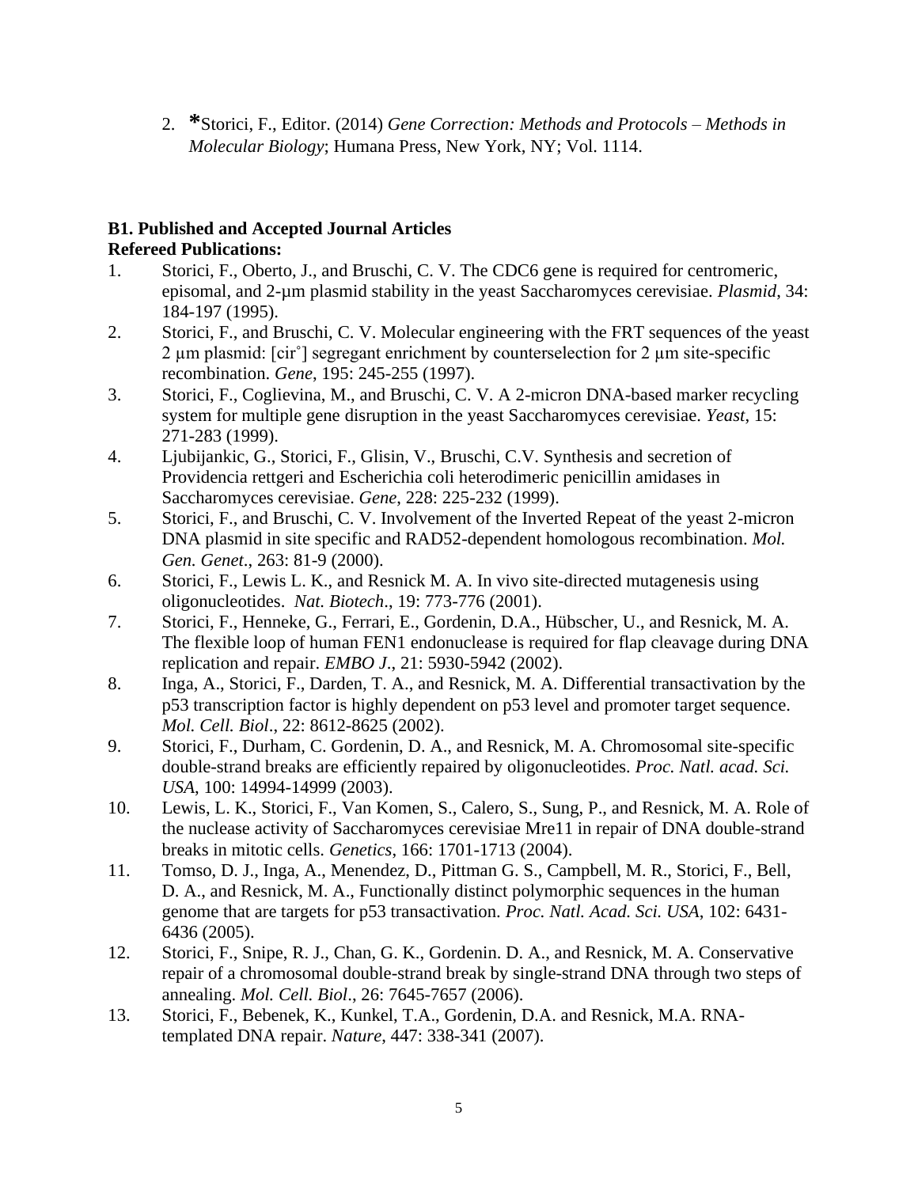2. ***Storici, F., Editor. (2014) *Gene Correction: Methods and Protocols – Methods in Molecular Biology*; Humana Press, New York, NY; Vol. 1114.

**B1. Published and Accepted Journal Articles**
**Refereed Publications:**

1. Storici, F., Oberto, J., and Bruschi, C. V. The CDC6 gene is required for centromeric, episomal, and 2-μm plasmid stability in the yeast Saccharomyces cerevisiae. *Plasmid*, 34: 184-197 (1995).
2. Storici, F., and Bruschi, C. V. Molecular engineering with the FRT sequences of the yeast 2 μm plasmid: [cir°] segregant enrichment by counterselection for 2 μm site-specific recombination. *Gene*, 195: 245-255 (1997).
3. Storici, F., Coglievina, M., and Bruschi, C. V. A 2-micron DNA-based marker recycling system for multiple gene disruption in the yeast Saccharomyces cerevisiae. *Yeast*, 15: 271-283 (1999).
4. Ljubijankic, G., Storici, F., Glisin, V., Bruschi, C.V. Synthesis and secretion of Providencia rettgeri and Escherichia coli heterodimeric penicillin amidases in Saccharomyces cerevisiae. *Gene*, 228: 225-232 (1999).
5. Storici, F., and Bruschi, C. V. Involvement of the Inverted Repeat of the yeast 2-micron DNA plasmid in site specific and RAD52-dependent homologous recombination. *Mol. Gen. Genet*., 263: 81-9 (2000).
6. Storici, F., Lewis L. K., and Resnick M. A. In vivo site-directed mutagenesis using oligonucleotides. *Nat. Biotech*., 19: 773-776 (2001).
7. Storici, F., Henneke, G., Ferrari, E., Gordenin, D.A., Hübscher, U., and Resnick, M. A. The flexible loop of human FEN1 endonuclease is required for flap cleavage during DNA replication and repair. *EMBO J*., 21: 5930-5942 (2002).
8. Inga, A., Storici, F., Darden, T. A., and Resnick, M. A. Differential transactivation by the p53 transcription factor is highly dependent on p53 level and promoter target sequence. *Mol. Cell. Biol*., 22: 8612-8625 (2002).
9. Storici, F., Durham, C. Gordenin, D. A., and Resnick, M. A. Chromosomal site-specific double-strand breaks are efficiently repaired by oligonucleotides. *Proc. Natl. acad. Sci. USA*, 100: 14994-14999 (2003).
10. Lewis, L. K., Storici, F., Van Komen, S., Calero, S., Sung, P., and Resnick, M. A. Role of the nuclease activity of Saccharomyces cerevisiae Mre11 in repair of DNA double-strand breaks in mitotic cells. *Genetics*, 166: 1701-1713 (2004).
11. Tomso, D. J., Inga, A., Menendez, D., Pittman G. S., Campbell, M. R., Storici, F., Bell, D. A., and Resnick, M. A., Functionally distinct polymorphic sequences in the human genome that are targets for p53 transactivation. *Proc. Natl. Acad. Sci. USA*, 102: 6431-6436 (2005).
12. Storici, F., Snipe, R. J., Chan, G. K., Gordenin. D. A., and Resnick, M. A. Conservative repair of a chromosomal double-strand break by single-strand DNA through two steps of annealing. *Mol. Cell. Biol*., 26: 7645-7657 (2006).
13. Storici, F., Bebenek, K., Kunkel, T.A., Gordenin, D.A. and Resnick, M.A. RNA-templated DNA repair. *Nature*, 447: 338-341 (2007).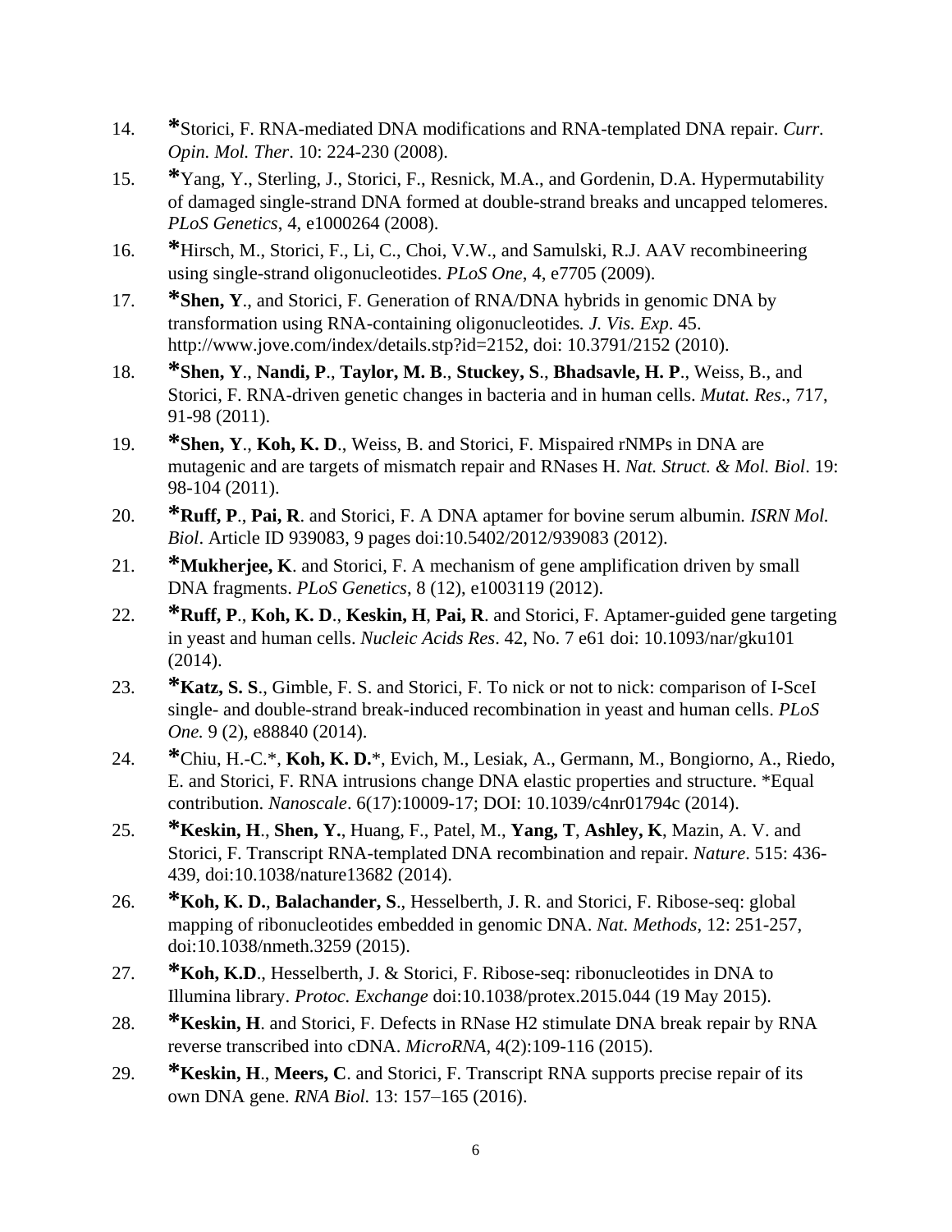14. **\***Storici, F. RNA-mediated DNA modifications and RNA-templated DNA repair. *Curr. Opin. Mol. Ther*. 10: 224-230 (2008).

15. **\***Yang, Y., Sterling, J., Storici, F., Resnick, M.A., and Gordenin, D.A. Hypermutability of damaged single-strand DNA formed at double-strand breaks and uncapped telomeres. *PLoS Genetics*, 4, e1000264 (2008).

16. **\***Hirsch, M., Storici, F., Li, C., Choi, V.W., and Samulski, R.J. AAV recombineering using single-strand oligonucleotides. *PLoS One*, 4, e7705 (2009).

17. **\*Shen, Y**., and Storici, F. Generation of RNA/DNA hybrids in genomic DNA by transformation using RNA-containing oligonucleotides*. J. Vis. Exp*. 45. http://www.jove.com/index/details.stp?id=2152, doi: 10.3791/2152 (2010).

18. **\*Shen, Y**., **Nandi, P**., **Taylor, M. B**., **Stuckey, S**., **Bhadsavle, H. P**., Weiss, B., and Storici, F. RNA-driven genetic changes in bacteria and in human cells. *Mutat. Res*., 717, 91-98 (2011).

19. **\*Shen, Y**., **Koh, K. D**., Weiss, B. and Storici, F. Mispaired rNMPs in DNA are mutagenic and are targets of mismatch repair and RNases H. *Nat. Struct. & Mol. Biol*. 19: 98-104 (2011).

20. **\*Ruff, P**., **Pai, R**. and Storici, F. A DNA aptamer for bovine serum albumin*. ISRN Mol. Biol*. Article ID 939083, 9 pages doi:10.5402/2012/939083 (2012).

21. **\*Mukherjee, K**. and Storici, F. A mechanism of gene amplification driven by small DNA fragments. *PLoS Genetics*, 8 (12), e1003119 (2012).

22. **\*Ruff, P**., **Koh, K. D**., **Keskin, H**, **Pai, R**. and Storici, F. Aptamer-guided gene targeting in yeast and human cells. *Nucleic Acids Res*. 42, No. 7 e61 doi: 10.1093/nar/gku101 (2014).

23. **\*Katz, S. S**., Gimble, F. S. and Storici, F. To nick or not to nick: comparison of I-SceI single- and double-strand break-induced recombination in yeast and human cells. *PLoS One.* 9 (2), e88840 (2014).

24. **\***Chiu, H.-C.\*, **Koh, K. D.**\*, Evich, M., Lesiak, A., Germann, M., Bongiorno, A., Riedo, E. and Storici, F. RNA intrusions change DNA elastic properties and structure. \*Equal contribution. *Nanoscale*. 6(17):10009-17; DOI: 10.1039/c4nr01794c (2014).

25. **\*Keskin, H**., **Shen, Y.**, Huang, F., Patel, M., **Yang, T**, **Ashley, K**, Mazin, A. V. and Storici, F. Transcript RNA-templated DNA recombination and repair. *Nature*. 515: 436-439, doi:10.1038/nature13682 (2014).

26. **\*Koh, K. D.**, **Balachander, S**., Hesselberth, J. R. and Storici, F. Ribose-seq: global mapping of ribonucleotides embedded in genomic DNA. *Nat. Methods*, 12: 251-257, doi:10.1038/nmeth.3259 (2015).

27. **\*Koh, K.D**., Hesselberth, J. & Storici, F. Ribose-seq: ribonucleotides in DNA to Illumina library. *Protoc. Exchange* doi:10.1038/protex.2015.044 (19 May 2015).

28. **\*Keskin, H**. and Storici, F. Defects in RNase H2 stimulate DNA break repair by RNA reverse transcribed into cDNA. *MicroRNA*, 4(2):109-116 (2015).

29. **\*Keskin, H**., **Meers, C**. and Storici, F. Transcript RNA supports precise repair of its own DNA gene. *RNA Biol.* 13: 157–165 (2016).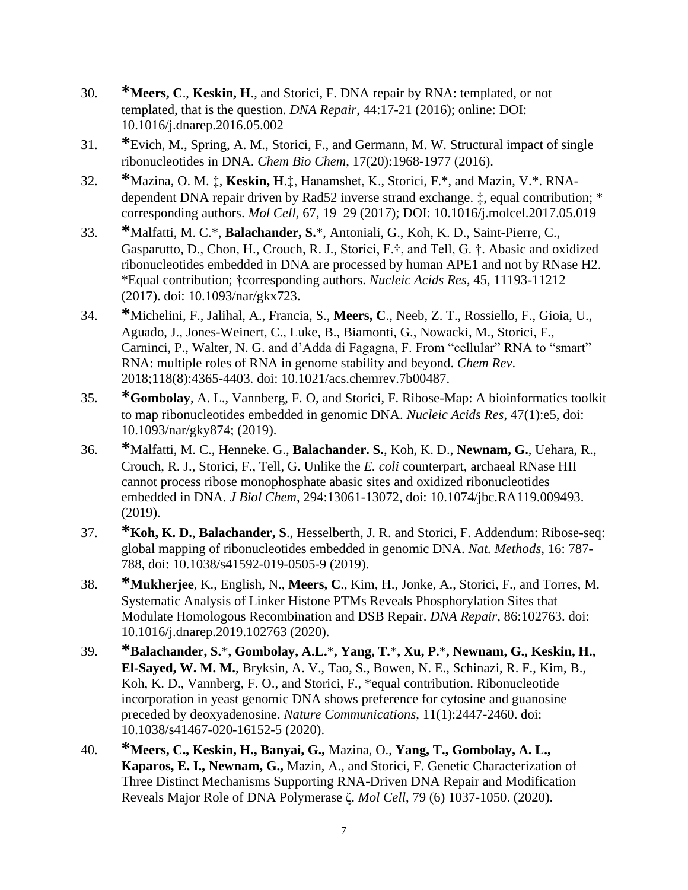30. ***Meers, C**., **Keskin, H**., and Storici, F. DNA repair by RNA: templated, or not templated, that is the question. *DNA Repair*, 44:17-21 (2016); online: DOI: 10.1016/j.dnarep.2016.05.002

31. *Evich, M., Spring, A. M., Storici, F., and Germann, M. W. Structural impact of single ribonucleotides in DNA. *Chem Bio Chem*, 17(20):1968-1977 (2016).

32. *Mazina, O. M. ‡, **Keskin, H**.‡, Hanamshet, K., Storici, F.*, and Mazin, V.*. RNA-dependent DNA repair driven by Rad52 inverse strand exchange. ‡, equal contribution; * corresponding authors. *Mol Cell*, 67, 19–29 (2017); DOI: 10.1016/j.molcel.2017.05.019

33. *Malfatti, M. C.*, **Balachander, S.***, Antoniali, G., Koh, K. D., Saint-Pierre, C., Gasparutto, D., Chon, H., Crouch, R. J., Storici, F.†, and Tell, G. †. Abasic and oxidized ribonucleotides embedded in DNA are processed by human APE1 and not by RNase H2. *Equal contribution; †corresponding authors. *Nucleic Acids Res*, 45, 11193-11212 (2017). doi: 10.1093/nar/gkx723.

34. *Michelini, F., Jalihal, A., Francia, S., **Meers, C**., Neeb, Z. T., Rossiello, F., Gioia, U., Aguado, J., Jones-Weinert, C., Luke, B., Biamonti, G., Nowacki, M., Storici, F., Carninci, P., Walter, N. G. and d'Adda di Fagagna, F. From "cellular" RNA to "smart" RNA: multiple roles of RNA in genome stability and beyond. *Chem Rev*. 2018;118(8):4365-4403. doi: 10.1021/acs.chemrev.7b00487.

35. ***Gombolay**, A. L., Vannberg, F. O, and Storici, F. Ribose-Map: A bioinformatics toolkit to map ribonucleotides embedded in genomic DNA. *Nucleic Acids Res*, 47(1):e5, doi: 10.1093/nar/gky874; (2019).

36. *Malfatti, M. C., Henneke. G., **Balachander. S.**, Koh, K. D., **Newnam, G.**, Uehara, R., Crouch, R. J., Storici, F., Tell, G. Unlike the *E. coli* counterpart, archaeal RNase HII cannot process ribose monophosphate abasic sites and oxidized ribonucleotides embedded in DNA. *J Biol Chem*, 294:13061-13072, doi: 10.1074/jbc.RA119.009493. (2019).

37. ***Koh, K. D.**, **Balachander, S**., Hesselberth, J. R. and Storici, F. Addendum: Ribose-seq: global mapping of ribonucleotides embedded in genomic DNA. *Nat. Methods*, 16: 787-788, doi: 10.1038/s41592-019-0505-9 (2019).

38. ***Mukherjee**, K., English, N., **Meers, C**., Kim, H., Jonke, A., Storici, F., and Torres, M. Systematic Analysis of Linker Histone PTMs Reveals Phosphorylation Sites that Modulate Homologous Recombination and DSB Repair. *DNA Repair*, 86:102763. doi: 10.1016/j.dnarep.2019.102763 (2020).

39. ***Balachander, S.*, Gombolay, A.L.*, Yang, T.*, Xu, P.*, Newnam, G., Keskin, H., El-Sayed, W. M. M.**, Bryksin, A. V., Tao, S., Bowen, N. E., Schinazi, R. F., Kim, B., Koh, K. D., Vannberg, F. O., and Storici, F., *equal contribution. Ribonucleotide incorporation in yeast genomic DNA shows preference for cytosine and guanosine preceded by deoxyadenosine. *Nature Communications*, 11(1):2447-2460. doi: 10.1038/s41467-020-16152-5 (2020).

40. ***Meers, C., Keskin, H., Banyai, G.,** Mazina, O., **Yang, T., Gombolay, A. L., Kaparos, E. I., Newnam, G.,** Mazin, A., and Storici, F. Genetic Characterization of Three Distinct Mechanisms Supporting RNA-Driven DNA Repair and Modification Reveals Major Role of DNA Polymerase ζ. *Mol Cell*, 79 (6) 1037-1050. (2020).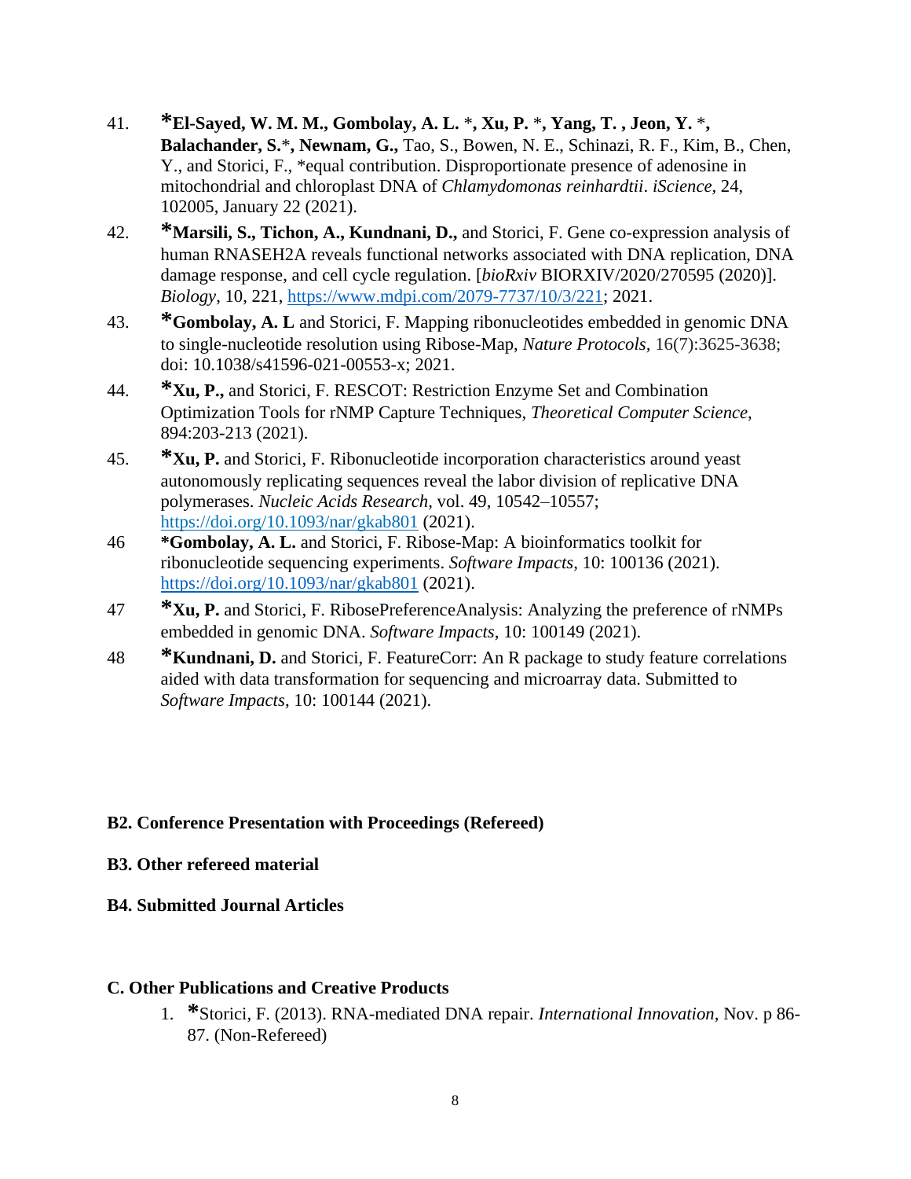41. ***El-Sayed, W. M. M., Gombolay, A. L.** \*, **Xu, P.** \*, **Yang, T. , Jeon, Y.** \*, **Balachander, S.**\*, **Newnam, G.,** Tao, S., Bowen, N. E., Schinazi, R. F., Kim, B., Chen, Y., and Storici, F., \*equal contribution. Disproportionate presence of adenosine in mitochondrial and chloroplast DNA of *Chlamydomonas reinhardtii*. *iScience*, 24, 102005, January 22 (2021).

42. ***Marsili, S., Tichon, A., Kundnani, D.,** and Storici, F. Gene co-expression analysis of human RNASEH2A reveals functional networks associated with DNA replication, DNA damage response, and cell cycle regulation. [*bioRxiv* BIORXIV/2020/270595 (2020)]. *Biology*, 10, 221, https://www.mdpi.com/2079-7737/10/3/221; 2021.

43. ***Gombolay, A. L** and Storici, F. Mapping ribonucleotides embedded in genomic DNA to single-nucleotide resolution using Ribose-Map, *Nature Protocols*, 16(7):3625-3638; doi: 10.1038/s41596-021-00553-x; 2021.

44. ***Xu, P.,** and Storici, F. RESCOT: Restriction Enzyme Set and Combination Optimization Tools for rNMP Capture Techniques, *Theoretical Computer Science*, 894:203-213 (2021).

45. ***Xu, P.** and Storici, F. Ribonucleotide incorporation characteristics around yeast autonomously replicating sequences reveal the labor division of replicative DNA polymerases. *Nucleic Acids Research*, vol. 49, 10542–10557; https://doi.org/10.1093/nar/gkab801 (2021).

46 ***Gombolay, A. L.** and Storici, F. Ribose-Map: A bioinformatics toolkit for ribonucleotide sequencing experiments. *Software Impacts*, 10: 100136 (2021). https://doi.org/10.1093/nar/gkab801 (2021).

47 ***Xu, P.** and Storici, F. RibosePreferenceAnalysis: Analyzing the preference of rNMPs embedded in genomic DNA. *Software Impacts*, 10: 100149 (2021).

48 ***Kundnani, D.** and Storici, F. FeatureCorr: An R package to study feature correlations aided with data transformation for sequencing and microarray data. Submitted to *Software Impacts*, 10: 100144 (2021).

**B2. Conference Presentation with Proceedings (Refereed)**

**B3. Other refereed material**

**B4. Submitted Journal Articles**

**C. Other Publications and Creative Products**

1. *Storici, F. (2013). RNA-mediated DNA repair. *International Innovation*, Nov. p 86-87. (Non-Refereed)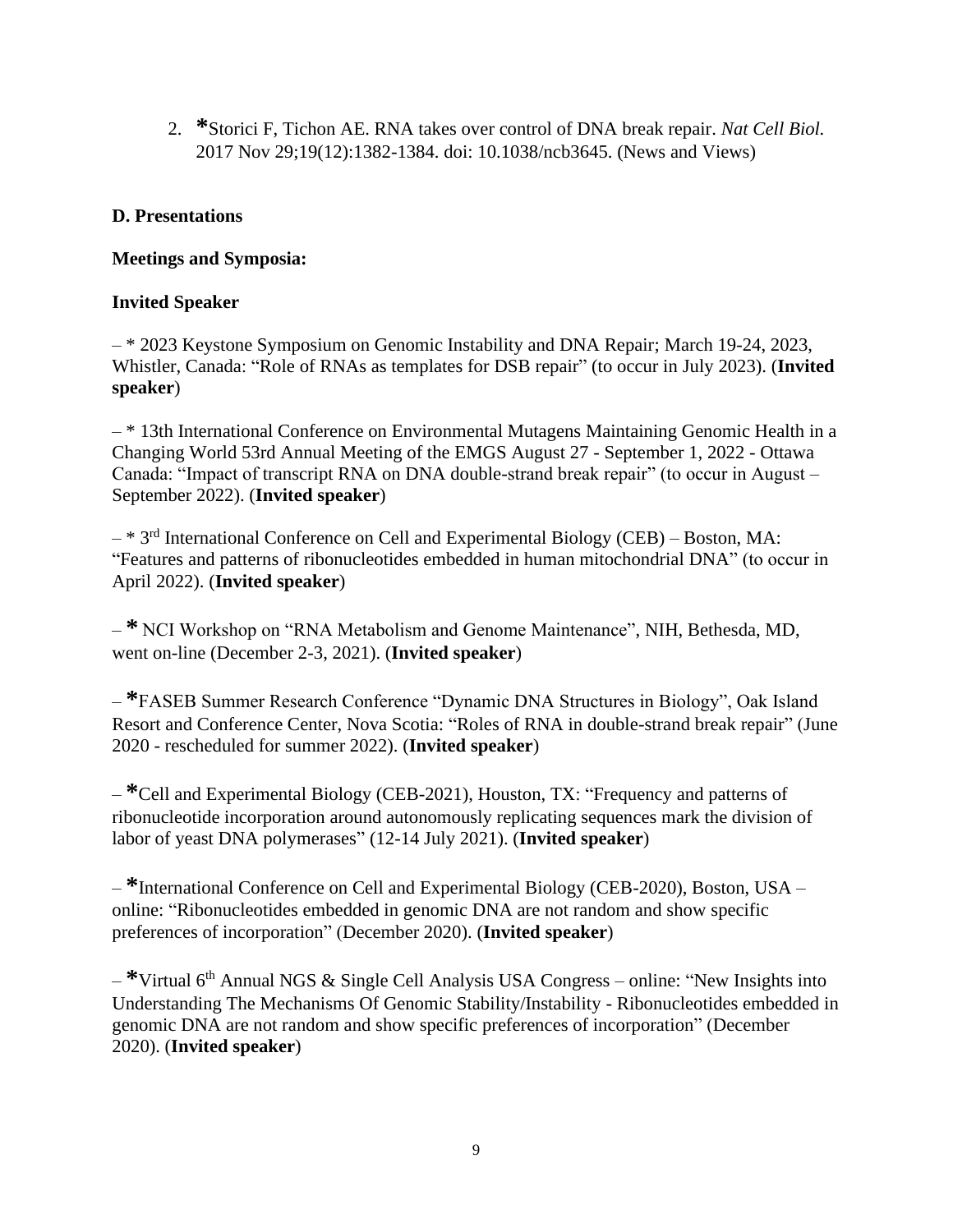2. **\***Storici F, Tichon AE. RNA takes over control of DNA break repair. *Nat Cell Biol.* 2017 Nov 29;19(12):1382-1384. doi: 10.1038/ncb3645. (News and Views)

**D. Presentations**

**Meetings and Symposia:**

**Invited Speaker**

– * 2023 Keystone Symposium on Genomic Instability and DNA Repair; March 19-24, 2023, Whistler, Canada: "Role of RNAs as templates for DSB repair" (to occur in July 2023). (**Invited speaker**)

– * 13th International Conference on Environmental Mutagens Maintaining Genomic Health in a Changing World 53rd Annual Meeting of the EMGS August 27 - September 1, 2022 - Ottawa Canada: "Impact of transcript RNA on DNA double-strand break repair" (to occur in August – September 2022). (**Invited speaker**)

– * 3rd International Conference on Cell and Experimental Biology (CEB) – Boston, MA: "Features and patterns of ribonucleotides embedded in human mitochondrial DNA" (to occur in April 2022). (**Invited speaker**)

– **\*** NCI Workshop on "RNA Metabolism and Genome Maintenance", NIH, Bethesda, MD, went on-line (December 2-3, 2021). (**Invited speaker**)

– **\***FASEB Summer Research Conference "Dynamic DNA Structures in Biology", Oak Island Resort and Conference Center, Nova Scotia: "Roles of RNA in double-strand break repair" (June 2020 - rescheduled for summer 2022). (**Invited speaker**)

– **\***Cell and Experimental Biology (CEB-2021), Houston, TX: "Frequency and patterns of ribonucleotide incorporation around autonomously replicating sequences mark the division of labor of yeast DNA polymerases" (12-14 July 2021). (**Invited speaker**)

– **\***International Conference on Cell and Experimental Biology (CEB-2020), Boston, USA – online: "Ribonucleotides embedded in genomic DNA are not random and show specific preferences of incorporation" (December 2020). (**Invited speaker**)

– **\***Virtual 6th Annual NGS & Single Cell Analysis USA Congress – online: "New Insights into Understanding The Mechanisms Of Genomic Stability/Instability - Ribonucleotides embedded in genomic DNA are not random and show specific preferences of incorporation" (December 2020). (**Invited speaker**)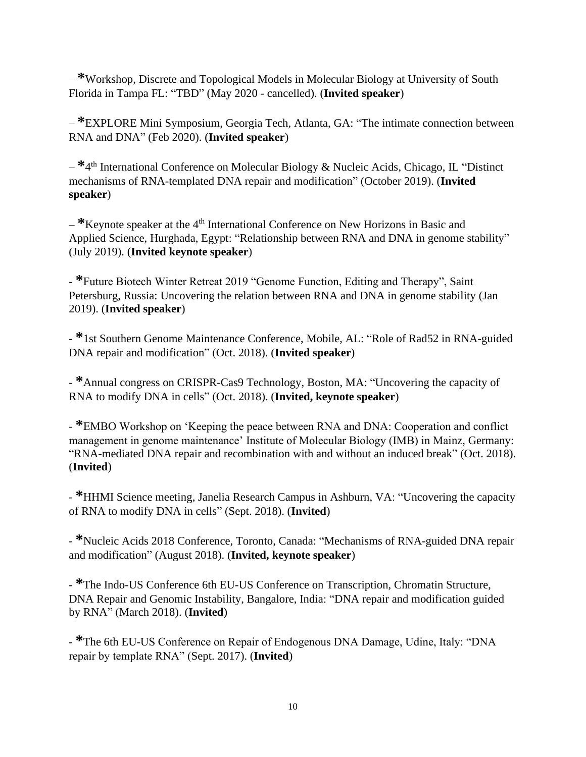– *Workshop, Discrete and Topological Models in Molecular Biology at University of South Florida in Tampa FL: "TBD" (May 2020 - cancelled). (**Invited speaker**)

– *EXPLORE Mini Symposium, Georgia Tech, Atlanta, GA: "The intimate connection between RNA and DNA" (Feb 2020). (**Invited speaker**)

– *4th International Conference on Molecular Biology & Nucleic Acids, Chicago, IL "Distinct mechanisms of RNA-templated DNA repair and modification" (October 2019). (**Invited speaker**)

– *Keynote speaker at the 4th International Conference on New Horizons in Basic and Applied Science, Hurghada, Egypt: "Relationship between RNA and DNA in genome stability" (July 2019). (**Invited keynote speaker**)

- *Future Biotech Winter Retreat 2019 "Genome Function, Editing and Therapy", Saint Petersburg, Russia: Uncovering the relation between RNA and DNA in genome stability (Jan 2019). (**Invited speaker**)

- *1st Southern Genome Maintenance Conference, Mobile, AL: "Role of Rad52 in RNA-guided DNA repair and modification" (Oct. 2018). (**Invited speaker**)

- *Annual congress on CRISPR-Cas9 Technology, Boston, MA: "Uncovering the capacity of RNA to modify DNA in cells" (Oct. 2018). (**Invited, keynote speaker**)

- *EMBO Workshop on 'Keeping the peace between RNA and DNA: Cooperation and conflict management in genome maintenance' Institute of Molecular Biology (IMB) in Mainz, Germany: "RNA-mediated DNA repair and recombination with and without an induced break" (Oct. 2018). (**Invited**)

- *HHMI Science meeting, Janelia Research Campus in Ashburn, VA: "Uncovering the capacity of RNA to modify DNA in cells" (Sept. 2018). (**Invited**)

- *Nucleic Acids 2018 Conference, Toronto, Canada: "Mechanisms of RNA-guided DNA repair and modification" (August 2018). (**Invited, keynote speaker**)

- *The Indo-US Conference 6th EU-US Conference on Transcription, Chromatin Structure, DNA Repair and Genomic Instability, Bangalore, India: "DNA repair and modification guided by RNA" (March 2018). (**Invited**)

- *The 6th EU-US Conference on Repair of Endogenous DNA Damage, Udine, Italy: "DNA repair by template RNA" (Sept. 2017). (**Invited**)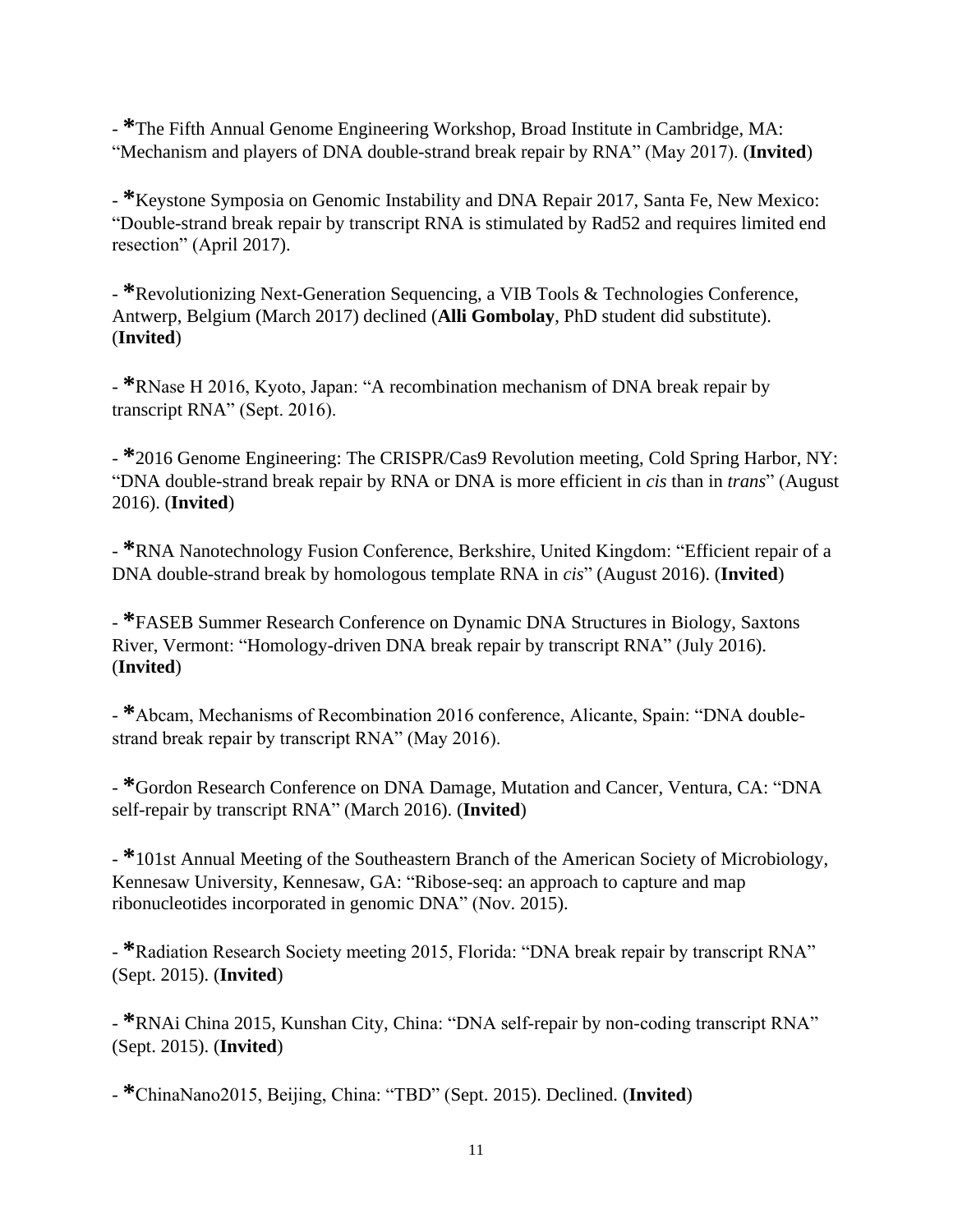- **\***The Fifth Annual Genome Engineering Workshop, Broad Institute in Cambridge, MA: “Mechanism and players of DNA double-strand break repair by RNA” (May 2017). (**Invited**)

- **\***Keystone Symposia on Genomic Instability and DNA Repair 2017, Santa Fe, New Mexico: “Double-strand break repair by transcript RNA is stimulated by Rad52 and requires limited end resection” (April 2017).

- **\***Revolutionizing Next-Generation Sequencing, a VIB Tools & Technologies Conference, Antwerp, Belgium (March 2017) declined (**Alli Gombolay**, PhD student did substitute). (**Invited**)

- **\***RNase H 2016, Kyoto, Japan: “A recombination mechanism of DNA break repair by transcript RNA” (Sept. 2016).

- **\***2016 Genome Engineering: The CRISPR/Cas9 Revolution meeting, Cold Spring Harbor, NY: “DNA double-strand break repair by RNA or DNA is more efficient in *cis* than in *trans*” (August 2016). (**Invited**)

- **\***RNA Nanotechnology Fusion Conference, Berkshire, United Kingdom: “Efficient repair of a DNA double-strand break by homologous template RNA in *cis*” (August 2016). (**Invited**)

- **\***FASEB Summer Research Conference on Dynamic DNA Structures in Biology, Saxtons River, Vermont: “Homology-driven DNA break repair by transcript RNA” (July 2016). (**Invited**)

- **\***Abcam, Mechanisms of Recombination 2016 conference, Alicante, Spain: “DNA double-strand break repair by transcript RNA” (May 2016).

- **\***Gordon Research Conference on DNA Damage, Mutation and Cancer, Ventura, CA: “DNA self-repair by transcript RNA” (March 2016). (**Invited**)

- **\***101st Annual Meeting of the Southeastern Branch of the American Society of Microbiology, Kennesaw University, Kennesaw, GA: “Ribose-seq: an approach to capture and map ribonucleotides incorporated in genomic DNA” (Nov. 2015).

- **\***Radiation Research Society meeting 2015, Florida: “DNA break repair by transcript RNA” (Sept. 2015). (**Invited**)

- **\***RNAi China 2015, Kunshan City, China: “DNA self-repair by non-coding transcript RNA” (Sept. 2015). (**Invited**)

- **\***ChinaNano2015, Beijing, China: “TBD” (Sept. 2015). Declined. (**Invited**)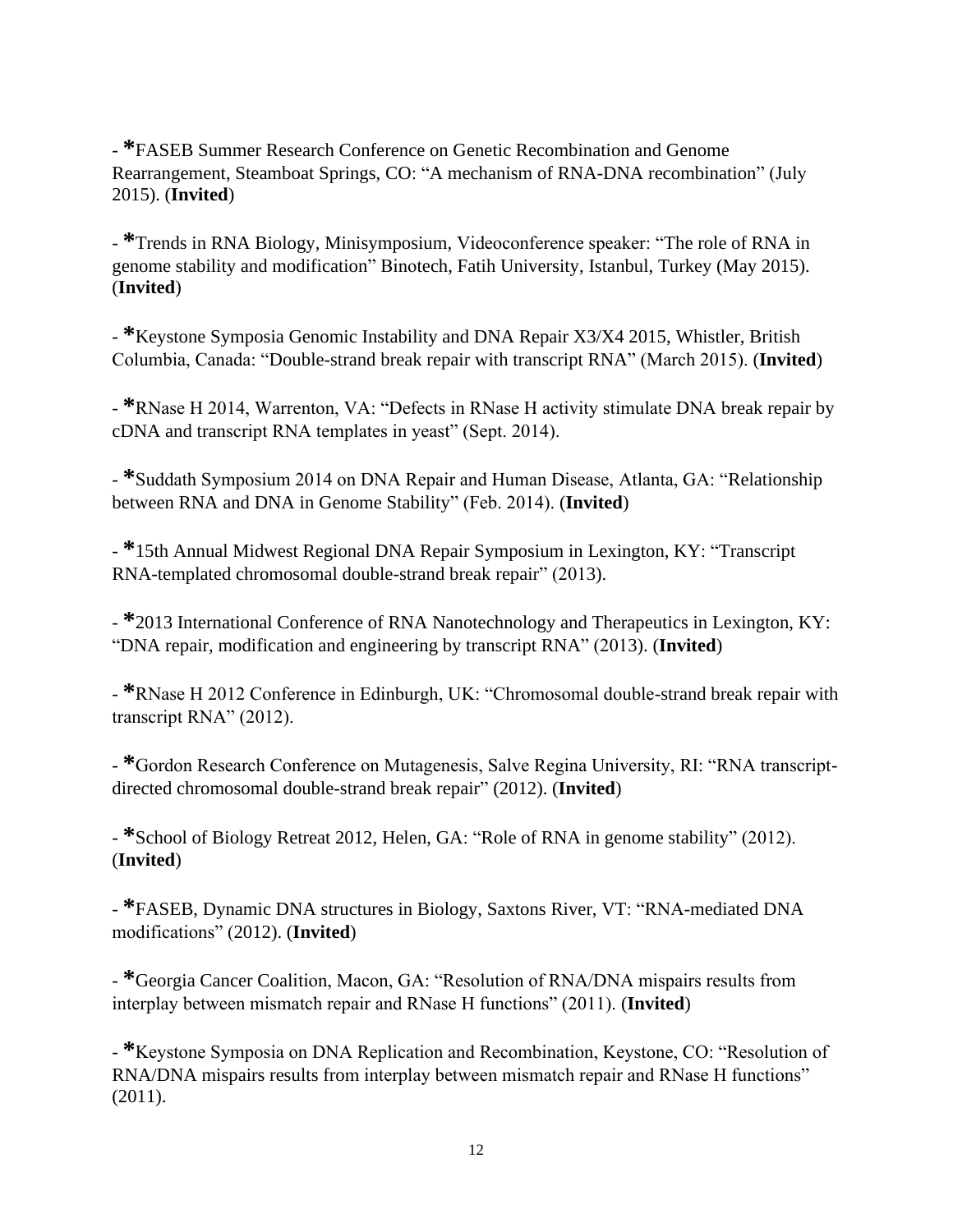- **\***FASEB Summer Research Conference on Genetic Recombination and Genome Rearrangement, Steamboat Springs, CO: “A mechanism of RNA-DNA recombination” (July 2015). (**Invited**)

- **\***Trends in RNA Biology, Minisymposium, Videoconference speaker: “The role of RNA in genome stability and modification” Binotech, Fatih University, Istanbul, Turkey (May 2015). (**Invited**)

- **\***Keystone Symposia Genomic Instability and DNA Repair X3/X4 2015, Whistler, British Columbia, Canada: “Double-strand break repair with transcript RNA” (March 2015). (**Invited**)

- **\***RNase H 2014, Warrenton, VA: “Defects in RNase H activity stimulate DNA break repair by cDNA and transcript RNA templates in yeast” (Sept. 2014).

- **\***Suddath Symposium 2014 on DNA Repair and Human Disease, Atlanta, GA: “Relationship between RNA and DNA in Genome Stability” (Feb. 2014). (**Invited**)

- **\***15th Annual Midwest Regional DNA Repair Symposium in Lexington, KY: “Transcript RNA-templated chromosomal double-strand break repair” (2013).

- **\***2013 International Conference of RNA Nanotechnology and Therapeutics in Lexington, KY: “DNA repair, modification and engineering by transcript RNA” (2013). (**Invited**)

- **\***RNase H 2012 Conference in Edinburgh, UK: “Chromosomal double-strand break repair with transcript RNA” (2012).

- **\***Gordon Research Conference on Mutagenesis, Salve Regina University, RI: “RNA transcript-directed chromosomal double-strand break repair” (2012). (**Invited**)

- **\***School of Biology Retreat 2012, Helen, GA: “Role of RNA in genome stability” (2012). (**Invited**)

- **\***FASEB, Dynamic DNA structures in Biology, Saxtons River, VT: “RNA-mediated DNA modifications” (2012). (**Invited**)

- **\***Georgia Cancer Coalition, Macon, GA: “Resolution of RNA/DNA mispairs results from interplay between mismatch repair and RNase H functions” (2011). (**Invited**)

- **\***Keystone Symposia on DNA Replication and Recombination, Keystone, CO: “Resolution of RNA/DNA mispairs results from interplay between mismatch repair and RNase H functions” (2011).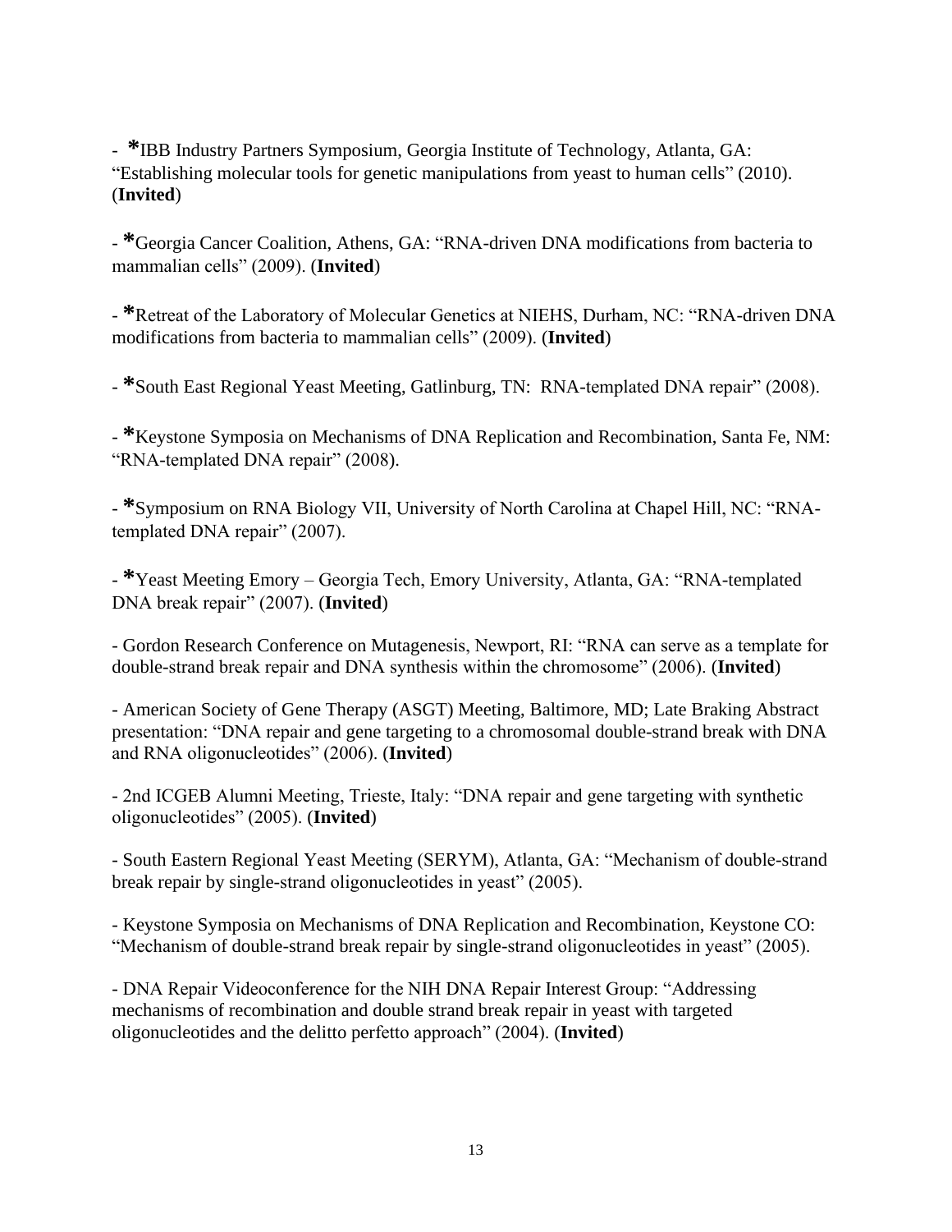- **\***IBB Industry Partners Symposium, Georgia Institute of Technology, Atlanta, GA: "Establishing molecular tools for genetic manipulations from yeast to human cells" (2010). (**Invited**)

- **\***Georgia Cancer Coalition, Athens, GA: "RNA-driven DNA modifications from bacteria to mammalian cells" (2009). (**Invited**)

- **\***Retreat of the Laboratory of Molecular Genetics at NIEHS, Durham, NC: "RNA-driven DNA modifications from bacteria to mammalian cells" (2009). (**Invited**)

- **\***South East Regional Yeast Meeting, Gatlinburg, TN: RNA-templated DNA repair" (2008).

- **\***Keystone Symposia on Mechanisms of DNA Replication and Recombination, Santa Fe, NM: "RNA-templated DNA repair" (2008).

- **\***Symposium on RNA Biology VII, University of North Carolina at Chapel Hill, NC: "RNA-templated DNA repair" (2007).

- **\***Yeast Meeting Emory – Georgia Tech, Emory University, Atlanta, GA: "RNA-templated DNA break repair" (2007). (**Invited**)

- Gordon Research Conference on Mutagenesis, Newport, RI: "RNA can serve as a template for double-strand break repair and DNA synthesis within the chromosome" (2006). (**Invited**)

- American Society of Gene Therapy (ASGT) Meeting, Baltimore, MD; Late Braking Abstract presentation: "DNA repair and gene targeting to a chromosomal double-strand break with DNA and RNA oligonucleotides" (2006). (**Invited**)

- 2nd ICGEB Alumni Meeting, Trieste, Italy: "DNA repair and gene targeting with synthetic oligonucleotides" (2005). (**Invited**)

- South Eastern Regional Yeast Meeting (SERYM), Atlanta, GA: "Mechanism of double-strand break repair by single-strand oligonucleotides in yeast" (2005).

- Keystone Symposia on Mechanisms of DNA Replication and Recombination, Keystone CO: "Mechanism of double-strand break repair by single-strand oligonucleotides in yeast" (2005).

- DNA Repair Videoconference for the NIH DNA Repair Interest Group: "Addressing mechanisms of recombination and double strand break repair in yeast with targeted oligonucleotides and the delitto perfetto approach" (2004). (**Invited**)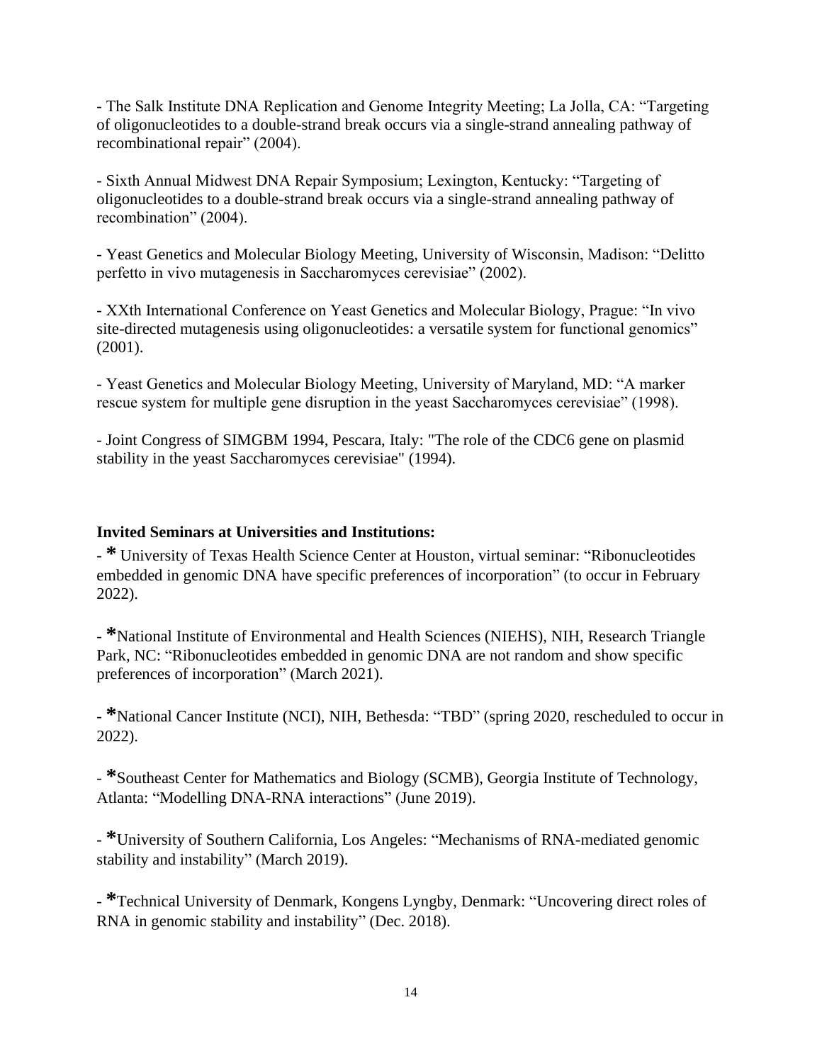- The Salk Institute DNA Replication and Genome Integrity Meeting; La Jolla, CA: "Targeting of oligonucleotides to a double-strand break occurs via a single-strand annealing pathway of recombinational repair" (2004).

- Sixth Annual Midwest DNA Repair Symposium; Lexington, Kentucky: "Targeting of oligonucleotides to a double-strand break occurs via a single-strand annealing pathway of recombination" (2004).

- Yeast Genetics and Molecular Biology Meeting, University of Wisconsin, Madison: "Delitto perfetto in vivo mutagenesis in Saccharomyces cerevisiae" (2002).

- XXth International Conference on Yeast Genetics and Molecular Biology, Prague: "In vivo site-directed mutagenesis using oligonucleotides: a versatile system for functional genomics" (2001).

- Yeast Genetics and Molecular Biology Meeting, University of Maryland, MD: "A marker rescue system for multiple gene disruption in the yeast Saccharomyces cerevisiae" (1998).

- Joint Congress of SIMGBM 1994, Pescara, Italy: "The role of the CDC6 gene on plasmid stability in the yeast Saccharomyces cerevisiae" (1994).

**Invited Seminars at Universities and Institutions:**

- * University of Texas Health Science Center at Houston, virtual seminar: "Ribonucleotides embedded in genomic DNA have specific preferences of incorporation" (to occur in February 2022).

- *National Institute of Environmental and Health Sciences (NIEHS), NIH, Research Triangle Park, NC: "Ribonucleotides embedded in genomic DNA are not random and show specific preferences of incorporation" (March 2021).

- *National Cancer Institute (NCI), NIH, Bethesda: "TBD" (spring 2020, rescheduled to occur in 2022).

- *Southeast Center for Mathematics and Biology (SCMB), Georgia Institute of Technology, Atlanta: "Modelling DNA-RNA interactions" (June 2019).

- *University of Southern California, Los Angeles: "Mechanisms of RNA-mediated genomic stability and instability" (March 2019).

- *Technical University of Denmark, Kongens Lyngby, Denmark: "Uncovering direct roles of RNA in genomic stability and instability" (Dec. 2018).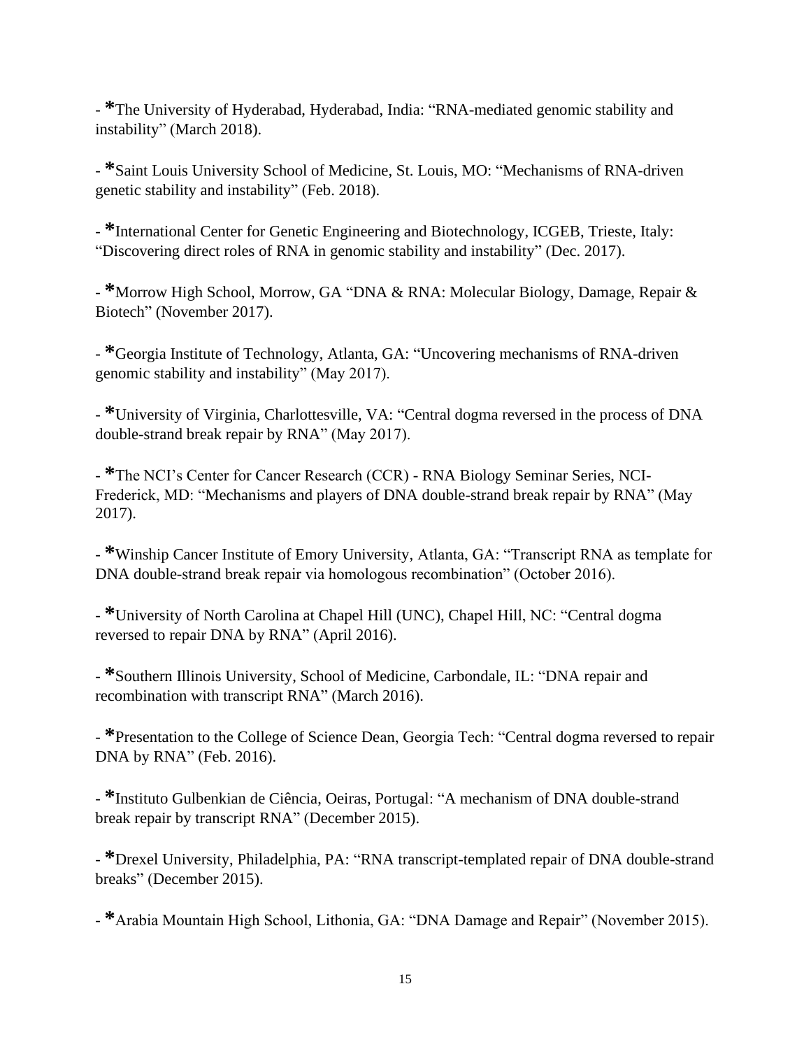- *The University of Hyderabad, Hyderabad, India: "RNA-mediated genomic stability and instability" (March 2018).

- *Saint Louis University School of Medicine, St. Louis, MO: "Mechanisms of RNA-driven genetic stability and instability" (Feb. 2018).

- *International Center for Genetic Engineering and Biotechnology, ICGEB, Trieste, Italy: "Discovering direct roles of RNA in genomic stability and instability" (Dec. 2017).

- *Morrow High School, Morrow, GA "DNA & RNA: Molecular Biology, Damage, Repair & Biotech" (November 2017).

- *Georgia Institute of Technology, Atlanta, GA: "Uncovering mechanisms of RNA-driven genomic stability and instability" (May 2017).

- *University of Virginia, Charlottesville, VA: "Central dogma reversed in the process of DNA double-strand break repair by RNA" (May 2017).

- *The NCI's Center for Cancer Research (CCR) - RNA Biology Seminar Series, NCI-Frederick, MD: "Mechanisms and players of DNA double-strand break repair by RNA" (May 2017).

- *Winship Cancer Institute of Emory University, Atlanta, GA: "Transcript RNA as template for DNA double-strand break repair via homologous recombination" (October 2016).

- *University of North Carolina at Chapel Hill (UNC), Chapel Hill, NC: "Central dogma reversed to repair DNA by RNA" (April 2016).

- *Southern Illinois University, School of Medicine, Carbondale, IL: "DNA repair and recombination with transcript RNA" (March 2016).

- *Presentation to the College of Science Dean, Georgia Tech: "Central dogma reversed to repair DNA by RNA" (Feb. 2016).

- *Instituto Gulbenkian de Ciência, Oeiras, Portugal: "A mechanism of DNA double-strand break repair by transcript RNA" (December 2015).

- *Drexel University, Philadelphia, PA: "RNA transcript-templated repair of DNA double-strand breaks" (December 2015).

- *Arabia Mountain High School, Lithonia, GA: "DNA Damage and Repair" (November 2015).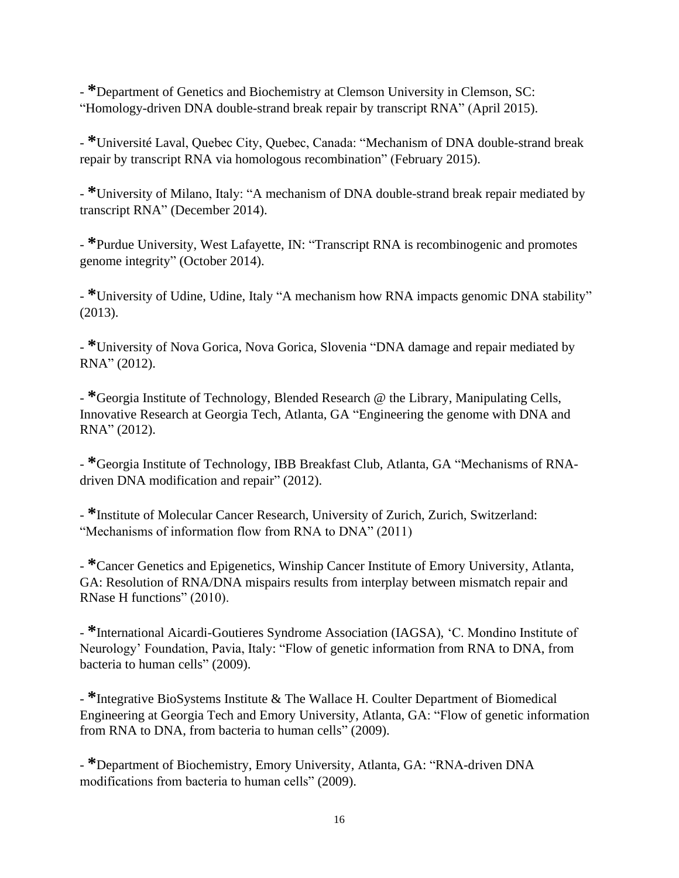- *Department of Genetics and Biochemistry at Clemson University in Clemson, SC: "Homology-driven DNA double-strand break repair by transcript RNA" (April 2015).

- *Université Laval, Quebec City, Quebec, Canada: "Mechanism of DNA double-strand break repair by transcript RNA via homologous recombination" (February 2015).

- *University of Milano, Italy: "A mechanism of DNA double-strand break repair mediated by transcript RNA" (December 2014).

- *Purdue University, West Lafayette, IN: "Transcript RNA is recombinogenic and promotes genome integrity" (October 2014).

- *University of Udine, Udine, Italy "A mechanism how RNA impacts genomic DNA stability" (2013).

- *University of Nova Gorica, Nova Gorica, Slovenia "DNA damage and repair mediated by RNA" (2012).

- *Georgia Institute of Technology, Blended Research @ the Library, Manipulating Cells, Innovative Research at Georgia Tech, Atlanta, GA "Engineering the genome with DNA and RNA" (2012).

- *Georgia Institute of Technology, IBB Breakfast Club, Atlanta, GA "Mechanisms of RNA-driven DNA modification and repair" (2012).

- *Institute of Molecular Cancer Research, University of Zurich, Zurich, Switzerland: "Mechanisms of information flow from RNA to DNA" (2011)

- *Cancer Genetics and Epigenetics, Winship Cancer Institute of Emory University, Atlanta, GA: Resolution of RNA/DNA mispairs results from interplay between mismatch repair and RNase H functions" (2010).

- *International Aicardi-Goutieres Syndrome Association (IAGSA), 'C. Mondino Institute of Neurology' Foundation, Pavia, Italy: "Flow of genetic information from RNA to DNA, from bacteria to human cells" (2009).

- *Integrative BioSystems Institute & The Wallace H. Coulter Department of Biomedical Engineering at Georgia Tech and Emory University, Atlanta, GA: "Flow of genetic information from RNA to DNA, from bacteria to human cells" (2009).

- *Department of Biochemistry, Emory University, Atlanta, GA: "RNA-driven DNA modifications from bacteria to human cells" (2009).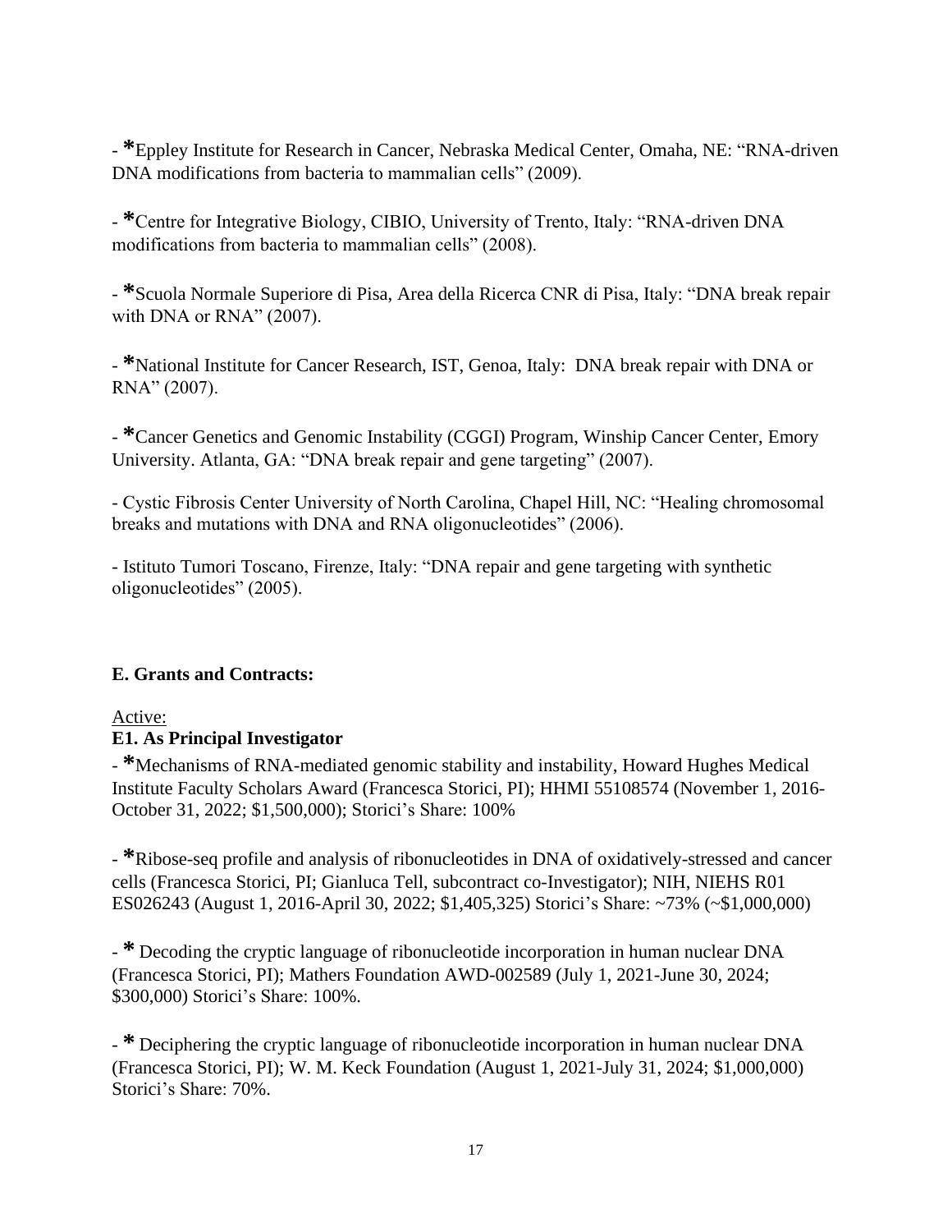- *Eppley Institute for Research in Cancer, Nebraska Medical Center, Omaha, NE: "RNA-driven DNA modifications from bacteria to mammalian cells" (2009).

- *Centre for Integrative Biology, CIBIO, University of Trento, Italy: "RNA-driven DNA modifications from bacteria to mammalian cells" (2008).

- *Scuola Normale Superiore di Pisa, Area della Ricerca CNR di Pisa, Italy: "DNA break repair with DNA or RNA" (2007).

- *National Institute for Cancer Research, IST, Genoa, Italy: DNA break repair with DNA or RNA" (2007).

- *Cancer Genetics and Genomic Instability (CGGI) Program, Winship Cancer Center, Emory University. Atlanta, GA: "DNA break repair and gene targeting" (2007).

- Cystic Fibrosis Center University of North Carolina, Chapel Hill, NC: "Healing chromosomal breaks and mutations with DNA and RNA oligonucleotides" (2006).

- Istituto Tumori Toscano, Firenze, Italy: "DNA repair and gene targeting with synthetic oligonucleotides" (2005).

**E. Grants and Contracts:**

Active:

**E1. As Principal Investigator**

- *Mechanisms of RNA-mediated genomic stability and instability, Howard Hughes Medical Institute Faculty Scholars Award (Francesca Storici, PI); HHMI 55108574 (November 1, 2016-October 31, 2022; $1,500,000); Storici's Share: 100%

- *Ribose-seq profile and analysis of ribonucleotides in DNA of oxidatively-stressed and cancer cells (Francesca Storici, PI; Gianluca Tell, subcontract co-Investigator); NIH, NIEHS R01 ES026243 (August 1, 2016-April 30, 2022; $1,405,325) Storici's Share: ~73% (~$1,000,000)

- * Decoding the cryptic language of ribonucleotide incorporation in human nuclear DNA (Francesca Storici, PI); Mathers Foundation AWD-002589 (July 1, 2021-June 30, 2024; $300,000) Storici's Share: 100%.

- * Deciphering the cryptic language of ribonucleotide incorporation in human nuclear DNA (Francesca Storici, PI); W. M. Keck Foundation (August 1, 2021-July 31, 2024; $1,000,000) Storici's Share: 70%.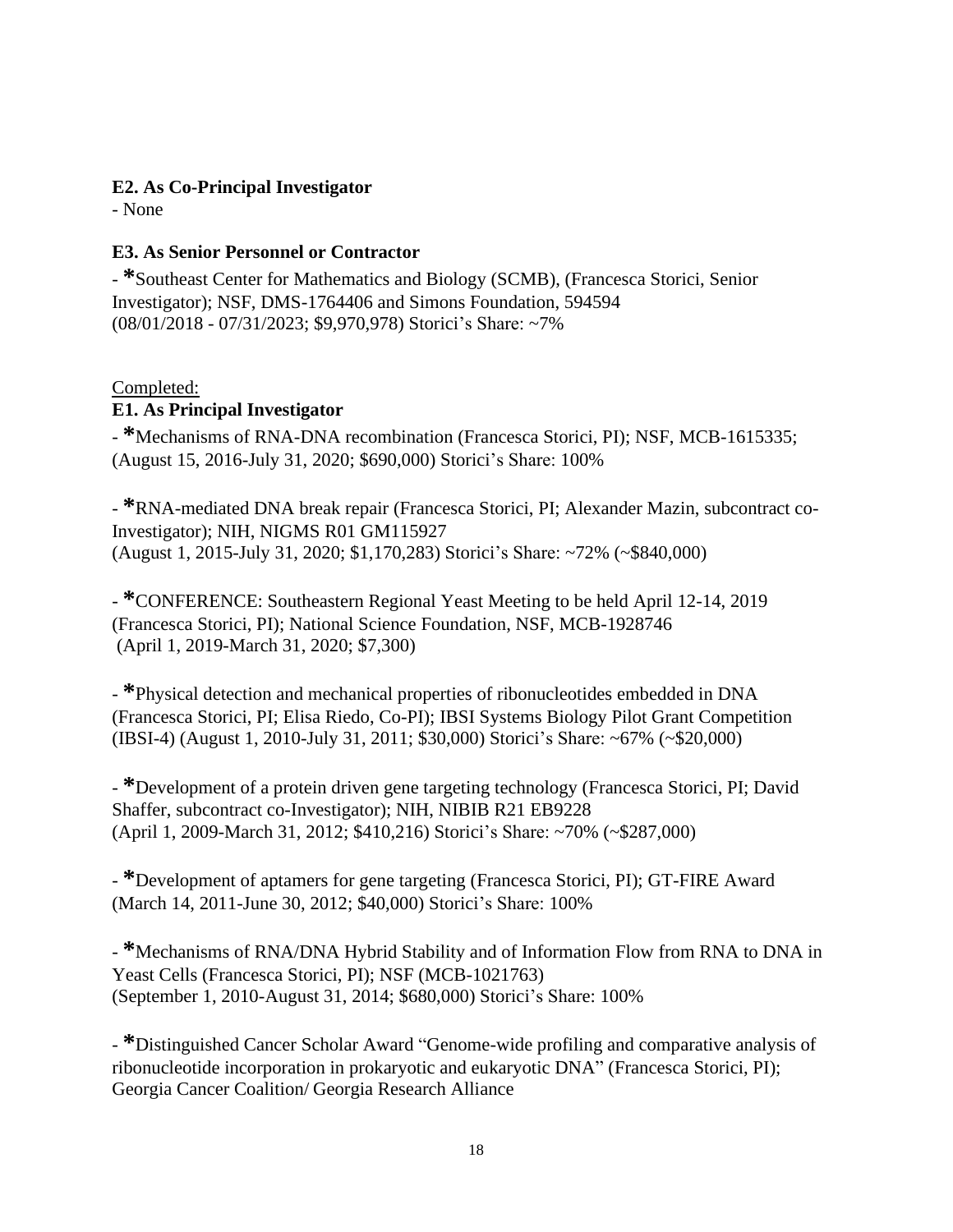**E2. As Co-Principal Investigator**

- None

**E3. As Senior Personnel or Contractor**

- ***Southeast Center for Mathematics and Biology (SCMB), (Francesca Storici, Senior Investigator); NSF, DMS-1764406 and Simons Foundation, 594594
(08/01/2018 - 07/31/2023; $9,970,978) Storici's Share: ~7%

Completed:

**E1. As Principal Investigator**

- ***Mechanisms of RNA-DNA recombination (Francesca Storici, PI); NSF, MCB-1615335; (August 15, 2016-July 31, 2020; $690,000) Storici's Share: 100%

- ***RNA-mediated DNA break repair (Francesca Storici, PI; Alexander Mazin, subcontract co-Investigator); NIH, NIGMS R01 GM115927
(August 1, 2015-July 31, 2020; $1,170,283) Storici's Share: ~72% (~$840,000)

- ***CONFERENCE: Southeastern Regional Yeast Meeting to be held April 12-14, 2019 (Francesca Storici, PI); National Science Foundation, NSF, MCB-1928746
(April 1, 2019-March 31, 2020; $7,300)

- ***Physical detection and mechanical properties of ribonucleotides embedded in DNA (Francesca Storici, PI; Elisa Riedo, Co-PI); IBSI Systems Biology Pilot Grant Competition (IBSI-4) (August 1, 2010-July 31, 2011; $30,000) Storici's Share: ~67% (~$20,000)

- ***Development of a protein driven gene targeting technology (Francesca Storici, PI; David Shaffer, subcontract co-Investigator); NIH, NIBIB R21 EB9228
(April 1, 2009-March 31, 2012; $410,216) Storici's Share: ~70% (~$287,000)

- ***Development of aptamers for gene targeting (Francesca Storici, PI); GT-FIRE Award (March 14, 2011-June 30, 2012; $40,000) Storici's Share: 100%

- ***Mechanisms of RNA/DNA Hybrid Stability and of Information Flow from RNA to DNA in Yeast Cells (Francesca Storici, PI); NSF (MCB-1021763)
(September 1, 2010-August 31, 2014; $680,000) Storici's Share: 100%

- ***Distinguished Cancer Scholar Award "Genome-wide profiling and comparative analysis of ribonucleotide incorporation in prokaryotic and eukaryotic DNA" (Francesca Storici, PI); Georgia Cancer Coalition/ Georgia Research Alliance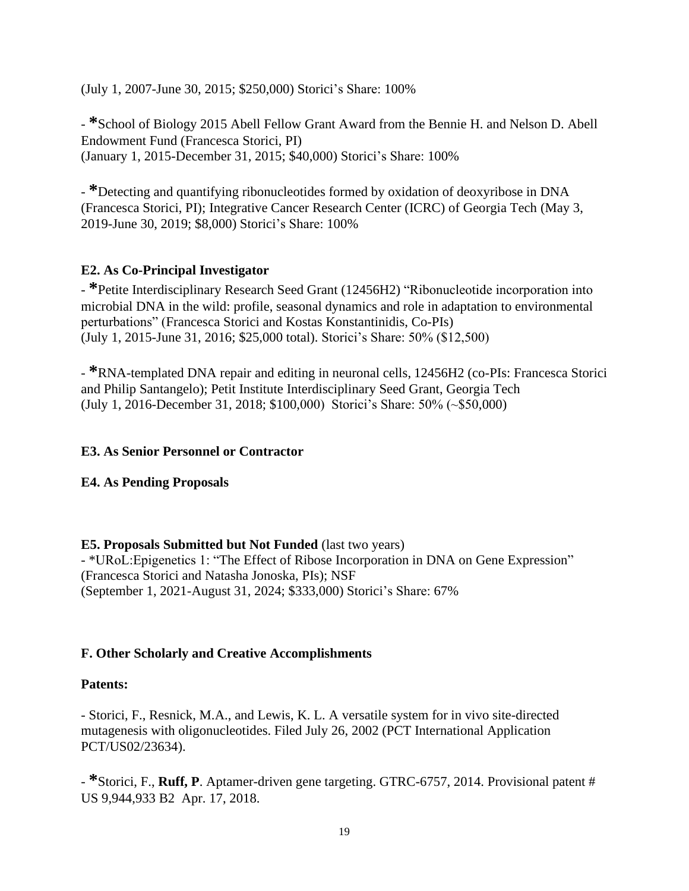(July 1, 2007-June 30, 2015; $250,000) Storici's Share: 100%

- *School of Biology 2015 Abell Fellow Grant Award from the Bennie H. and Nelson D. Abell Endowment Fund (Francesca Storici, PI)
(January 1, 2015-December 31, 2015; $40,000) Storici's Share: 100%

- *Detecting and quantifying ribonucleotides formed by oxidation of deoxyribose in DNA (Francesca Storici, PI); Integrative Cancer Research Center (ICRC) of Georgia Tech (May 3, 2019-June 30, 2019; $8,000) Storici's Share: 100%

### E2. As Co-Principal Investigator

- *Petite Interdisciplinary Research Seed Grant (12456H2) "Ribonucleotide incorporation into microbial DNA in the wild: profile, seasonal dynamics and role in adaptation to environmental perturbations" (Francesca Storici and Kostas Konstantinidis, Co-PIs)
(July 1, 2015-June 31, 2016; $25,000 total). Storici's Share: 50% ($12,500)

- *RNA-templated DNA repair and editing in neuronal cells, 12456H2 (co-PIs: Francesca Storici and Philip Santangelo); Petit Institute Interdisciplinary Seed Grant, Georgia Tech
(July 1, 2016-December 31, 2018; $100,000) Storici's Share: 50% (~$50,000)

### E3. As Senior Personnel or Contractor

### E4. As Pending Proposals

### E5. Proposals Submitted but Not Funded (last two years)

- *URoL:Epigenetics 1: "The Effect of Ribose Incorporation in DNA on Gene Expression" (Francesca Storici and Natasha Jonoska, PIs); NSF
(September 1, 2021-August 31, 2024; $333,000) Storici's Share: 67%

## F. Other Scholarly and Creative Accomplishments

### Patents:

- Storici, F., Resnick, M.A., and Lewis, K. L. A versatile system for in vivo site-directed mutagenesis with oligonucleotides. Filed July 26, 2002 (PCT International Application PCT/US02/23634).

- *Storici, F., **Ruff, P**. Aptamer-driven gene targeting. GTRC-6757, 2014. Provisional patent # US 9,944,933 B2 Apr. 17, 2018.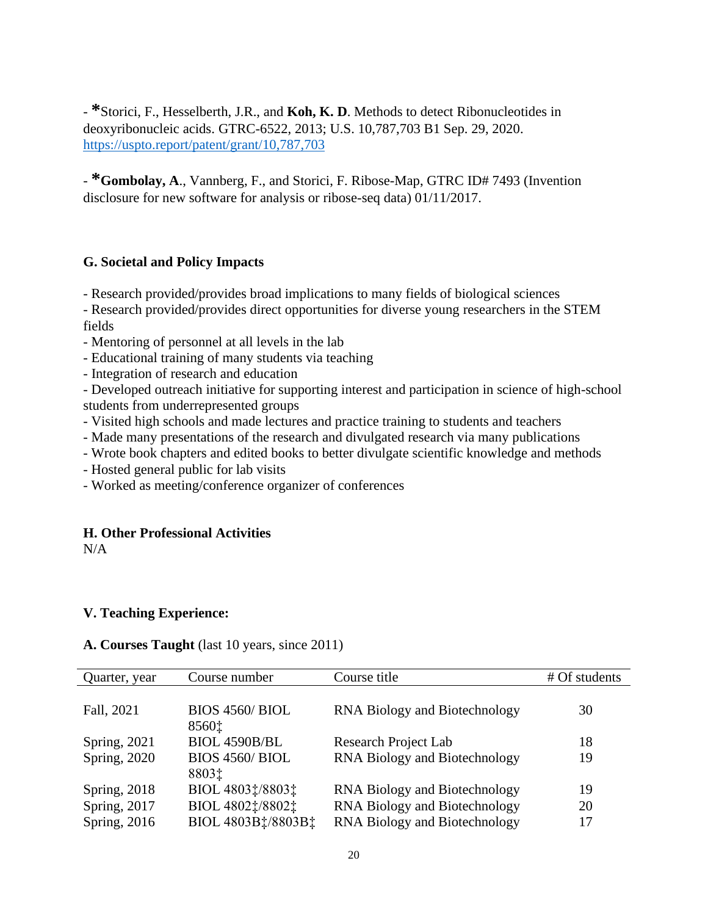- **\***Storici, F., Hesselberth, J.R., and **Koh, K. D**. Methods to detect Ribonucleotides in deoxyribonucleic acids. GTRC-6522, 2013; U.S. 10,787,703 B1 Sep. 29, 2020. https://uspto.report/patent/grant/10,787,703

- **\*Gombolay, A**., Vannberg, F., and Storici, F. Ribose-Map, GTRC ID# 7493 (Invention disclosure for new software for analysis or ribose-seq data) 01/11/2017.

### G. Societal and Policy Impacts

- Research provided/provides broad implications to many fields of biological sciences
- Research provided/provides direct opportunities for diverse young researchers in the STEM fields
- Mentoring of personnel at all levels in the lab
- Educational training of many students via teaching
- Integration of research and education
- Developed outreach initiative for supporting interest and participation in science of high-school students from underrepresented groups
- Visited high schools and made lectures and practice training to students and teachers
- Made many presentations of the research and divulgated research via many publications
- Wrote book chapters and edited books to better divulgate scientific knowledge and methods
- Hosted general public for lab visits
- Worked as meeting/conference organizer of conferences

### H. Other Professional Activities

N/A

## V. Teaching Experience:

### A. Courses Taught (last 10 years, since 2011)

| Quarter, year | Course number | Course title | # Of students |
|---|---|---|---|
| Fall, 2021 | BIOS 4560/ BIOL 8560‡ | RNA Biology and Biotechnology | 30 |
| Spring, 2021 | BIOL 4590B/BL | Research Project Lab | 18 |
| Spring, 2020 | BIOS 4560/ BIOL 8803‡ | RNA Biology and Biotechnology | 19 |
| Spring, 2018 | BIOL 4803‡/8803‡ | RNA Biology and Biotechnology | 19 |
| Spring, 2017 | BIOL 4802‡/8802‡ | RNA Biology and Biotechnology | 20 |
| Spring, 2016 | BIOL 4803B‡/8803B‡ | RNA Biology and Biotechnology | 17 |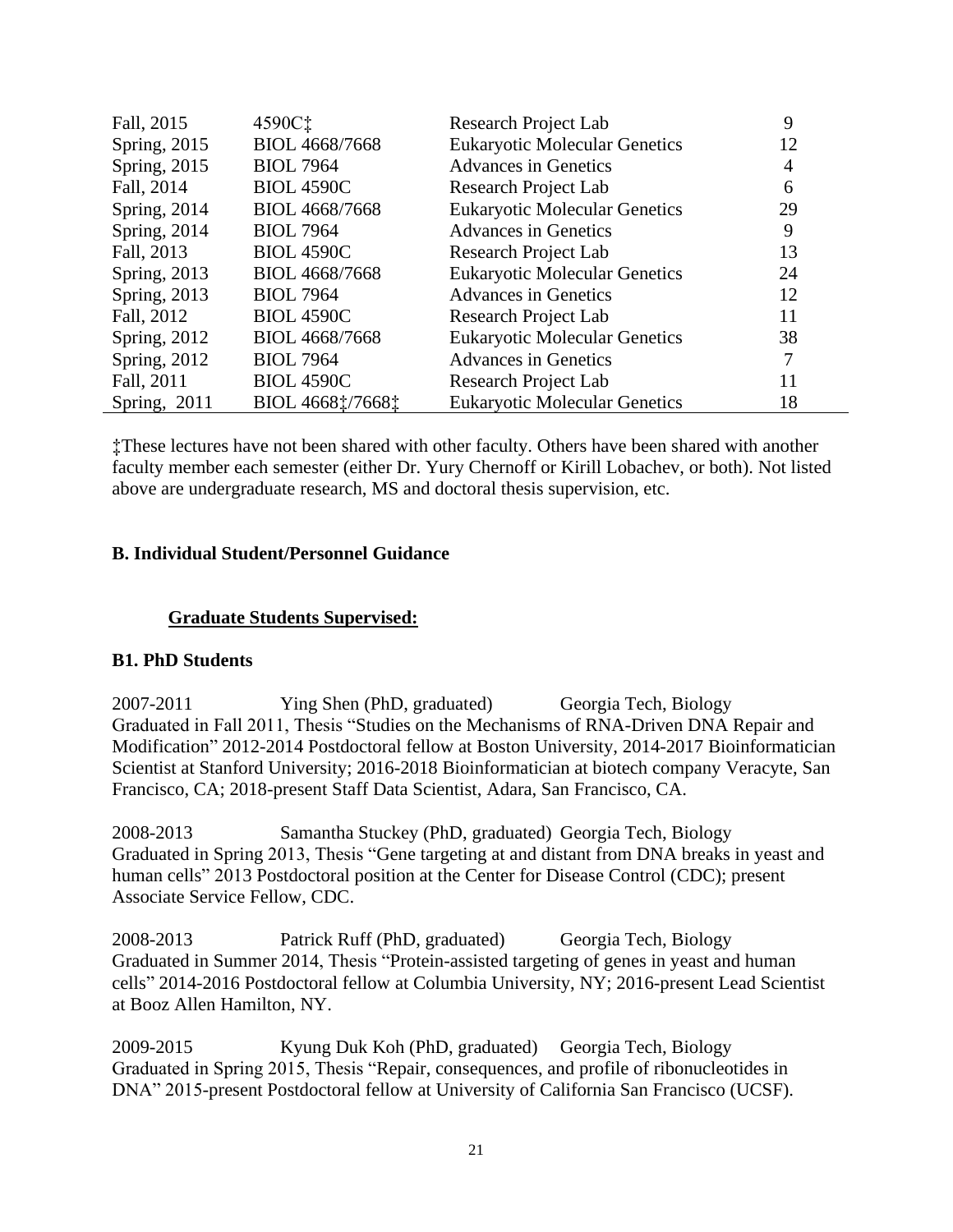| | | | |
|---|---|---|---|
| Fall, 2015 | 4590C‡ | Research Project Lab | 9 |
| Spring, 2015 | BIOL 4668/7668 | Eukaryotic Molecular Genetics | 12 |
| Spring, 2015 | BIOL 7964 | Advances in Genetics | 4 |
| Fall, 2014 | BIOL 4590C | Research Project Lab | 6 |
| Spring, 2014 | BIOL 4668/7668 | Eukaryotic Molecular Genetics | 29 |
| Spring, 2014 | BIOL 7964 | Advances in Genetics | 9 |
| Fall, 2013 | BIOL 4590C | Research Project Lab | 13 |
| Spring, 2013 | BIOL 4668/7668 | Eukaryotic Molecular Genetics | 24 |
| Spring, 2013 | BIOL 7964 | Advances in Genetics | 12 |
| Fall, 2012 | BIOL 4590C | Research Project Lab | 11 |
| Spring, 2012 | BIOL 4668/7668 | Eukaryotic Molecular Genetics | 38 |
| Spring, 2012 | BIOL 7964 | Advances in Genetics | 7 |
| Fall, 2011 | BIOL 4590C | Research Project Lab | 11 |
| Spring, 2011 | BIOL 4668‡/7668‡ | Eukaryotic Molecular Genetics | 18 |

‡These lectures have not been shared with other faculty. Others have been shared with another faculty member each semester (either Dr. Yury Chernoff or Kirill Lobachev, or both). Not listed above are undergraduate research, MS and doctoral thesis supervision, etc.

**B. Individual Student/Personnel Guidance**

**<u>Graduate Students Supervised:</u>**

**B1. PhD Students**

2007-2011 Ying Shen (PhD, graduated) Georgia Tech, Biology
Graduated in Fall 2011, Thesis "Studies on the Mechanisms of RNA-Driven DNA Repair and Modification" 2012-2014 Postdoctoral fellow at Boston University, 2014-2017 Bioinformatician Scientist at Stanford University; 2016-2018 Bioinformatician at biotech company Veracyte, San Francisco, CA; 2018-present Staff Data Scientist, Adara, San Francisco, CA.

2008-2013 Samantha Stuckey (PhD, graduated) Georgia Tech, Biology
Graduated in Spring 2013, Thesis "Gene targeting at and distant from DNA breaks in yeast and human cells" 2013 Postdoctoral position at the Center for Disease Control (CDC); present Associate Service Fellow, CDC.

2008-2013 Patrick Ruff (PhD, graduated) Georgia Tech, Biology
Graduated in Summer 2014, Thesis "Protein-assisted targeting of genes in yeast and human cells" 2014-2016 Postdoctoral fellow at Columbia University, NY; 2016-present Lead Scientist at Booz Allen Hamilton, NY.

2009-2015 Kyung Duk Koh (PhD, graduated) Georgia Tech, Biology
Graduated in Spring 2015, Thesis "Repair, consequences, and profile of ribonucleotides in DNA" 2015-present Postdoctoral fellow at University of California San Francisco (UCSF).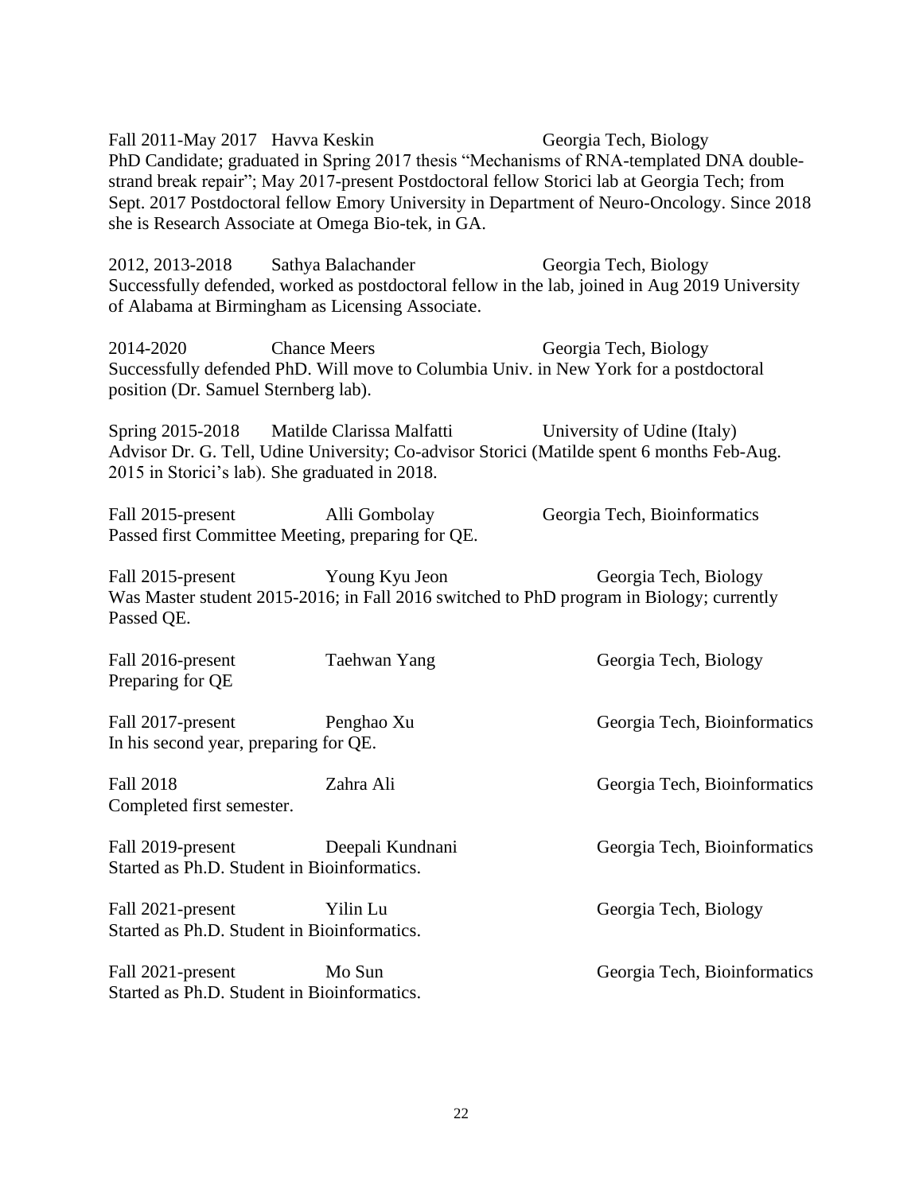Fall 2011-May 2017 Havva Keskin Georgia Tech, Biology
PhD Candidate; graduated in Spring 2017 thesis "Mechanisms of RNA-templated DNA double-strand break repair"; May 2017-present Postdoctoral fellow Storici lab at Georgia Tech; from Sept. 2017 Postdoctoral fellow Emory University in Department of Neuro-Oncology. Since 2018 she is Research Associate at Omega Bio-tek, in GA.

2012, 2013-2018 Sathya Balachander Georgia Tech, Biology
Successfully defended, worked as postdoctoral fellow in the lab, joined in Aug 2019 University of Alabama at Birmingham as Licensing Associate.

2014-2020 Chance Meers Georgia Tech, Biology
Successfully defended PhD. Will move to Columbia Univ. in New York for a postdoctoral position (Dr. Samuel Sternberg lab).

Spring 2015-2018 Matilde Clarissa Malfatti University of Udine (Italy)
Advisor Dr. G. Tell, Udine University; Co-advisor Storici (Matilde spent 6 months Feb-Aug. 2015 in Storici's lab). She graduated in 2018.

Fall 2015-present Alli Gombolay Georgia Tech, Bioinformatics
Passed first Committee Meeting, preparing for QE.

Fall 2015-present Young Kyu Jeon Georgia Tech, Biology
Was Master student 2015-2016; in Fall 2016 switched to PhD program in Biology; currently Passed QE.

Fall 2016-present Taehwan Yang Georgia Tech, Biology
Preparing for QE

Fall 2017-present Penghao Xu Georgia Tech, Bioinformatics
In his second year, preparing for QE.

Fall 2018 Zahra Ali Georgia Tech, Bioinformatics
Completed first semester.

Fall 2019-present Deepali Kundnani Georgia Tech, Bioinformatics
Started as Ph.D. Student in Bioinformatics.

Fall 2021-present Yilin Lu Georgia Tech, Biology
Started as Ph.D. Student in Bioinformatics.

Fall 2021-present Mo Sun Georgia Tech, Bioinformatics
Started as Ph.D. Student in Bioinformatics.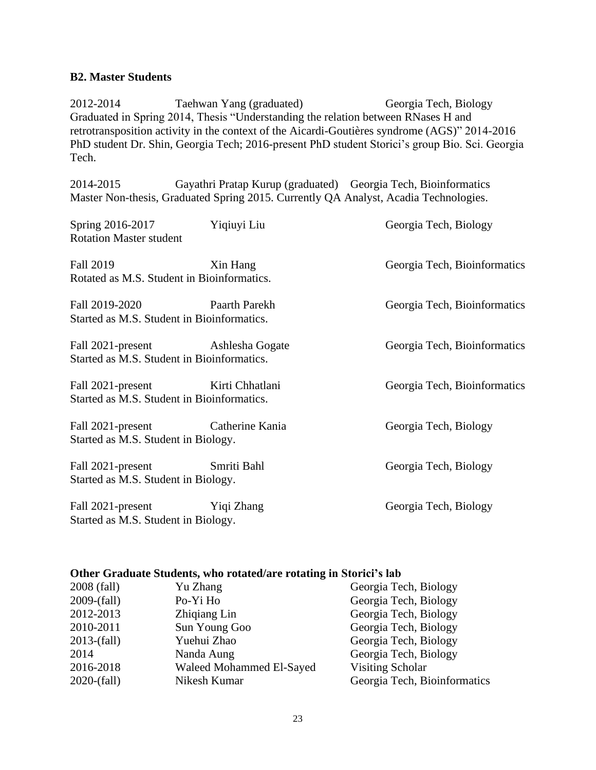## B2. Master Students

2012-2014 Taehwan Yang (graduated) Georgia Tech, Biology
Graduated in Spring 2014, Thesis "Understanding the relation between RNases H and retrotransposition activity in the context of the Aicardi-Goutières syndrome (AGS)" 2014-2016 PhD student Dr. Shin, Georgia Tech; 2016-present PhD student Storici's group Bio. Sci. Georgia Tech.

2014-2015 Gayathri Pratap Kurup (graduated) Georgia Tech, Bioinformatics
Master Non-thesis, Graduated Spring 2015. Currently QA Analyst, Acadia Technologies.

Spring 2016-2017 Yiqiuyi Liu Georgia Tech, Biology
Rotation Master student

Fall 2019 Xin Hang Georgia Tech, Bioinformatics
Rotated as M.S. Student in Bioinformatics.

Fall 2019-2020 Paarth Parekh Georgia Tech, Bioinformatics
Started as M.S. Student in Bioinformatics.

Fall 2021-present Ashlesha Gogate Georgia Tech, Bioinformatics
Started as M.S. Student in Bioinformatics.

Fall 2021-present Kirti Chhatlani Georgia Tech, Bioinformatics
Started as M.S. Student in Bioinformatics.

Fall 2021-present Catherine Kania Georgia Tech, Biology
Started as M.S. Student in Biology.

Fall 2021-present Smriti Bahl Georgia Tech, Biology
Started as M.S. Student in Biology.

Fall 2021-present Yiqi Zhang Georgia Tech, Biology
Started as M.S. Student in Biology.

## Other Graduate Students, who rotated/are rotating in Storici's lab

| | | |
|---|---|---|
| 2008 (fall) | Yu Zhang | Georgia Tech, Biology |
| 2009-(fall) | Po-Yi Ho | Georgia Tech, Biology |
| 2012-2013 | Zhiqiang Lin | Georgia Tech, Biology |
| 2010-2011 | Sun Young Goo | Georgia Tech, Biology |
| 2013-(fall) | Yuehui Zhao | Georgia Tech, Biology |
| 2014 | Nanda Aung | Georgia Tech, Biology |
| 2016-2018 | Waleed Mohammed El-Sayed | Visiting Scholar |
| 2020-(fall) | Nikesh Kumar | Georgia Tech, Bioinformatics |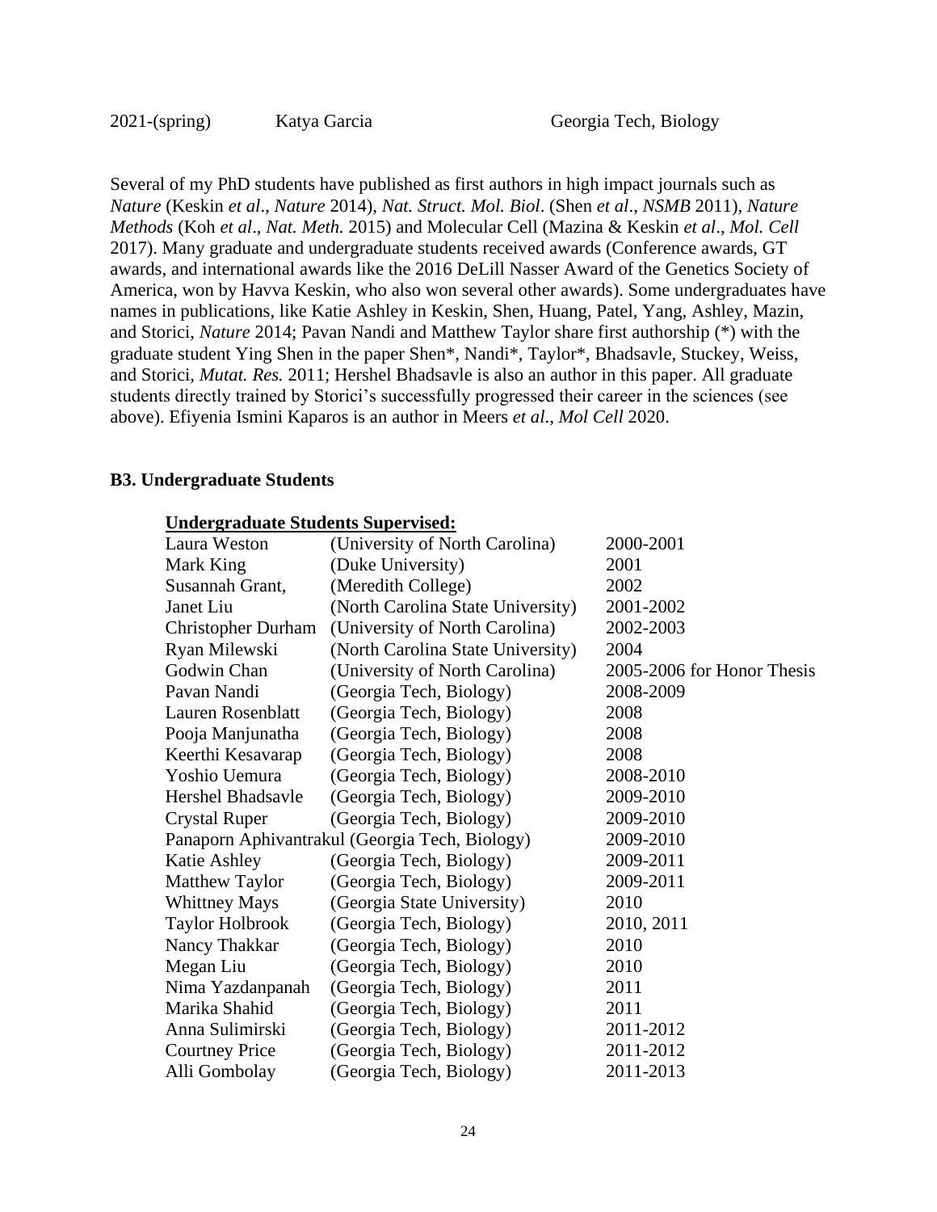| 2021-(spring) | Katya Garcia | Georgia Tech, Biology |
|---|---|---|

Several of my PhD students have published as first authors in high impact journals such as *Nature* (Keskin *et al*., *Nature* 2014), *Nat. Struct. Mol. Biol*. (Shen *et al*., *NSMB* 2011), *Nature Methods* (Koh *et al*., *Nat. Meth.* 2015) and Molecular Cell (Mazina & Keskin *et al*., *Mol. Cell* 2017). Many graduate and undergraduate students received awards (Conference awards, GT awards, and international awards like the 2016 DeLill Nasser Award of the Genetics Society of America, won by Havva Keskin, who also won several other awards). Some undergraduates have names in publications, like Katie Ashley in Keskin, Shen, Huang, Patel, Yang, Ashley, Mazin, and Storici, *Nature* 2014; Pavan Nandi and Matthew Taylor share first authorship (*) with the graduate student Ying Shen in the paper Shen*, Nandi*, Taylor*, Bhadsavle, Stuckey, Weiss, and Storici, *Mutat. Res.* 2011; Hershel Bhadsavle is also an author in this paper. All graduate students directly trained by Storici's successfully progressed their career in the sciences (see above). Efiyenia Ismini Kaparos is an author in Meers *et al*., *Mol Cell* 2020.

### B3. Undergraduate Students

**Undergraduate Students Supervised:**

| Name | Institution | Years |
|---|---|---|
| Laura Weston | (University of North Carolina) | 2000-2001 |
| Mark King | (Duke University) | 2001 |
| Susannah Grant, | (Meredith College) | 2002 |
| Janet Liu | (North Carolina State University) | 2001-2002 |
| Christopher Durham | (University of North Carolina) | 2002-2003 |
| Ryan Milewski | (North Carolina State University) | 2004 |
| Godwin Chan | (University of North Carolina) | 2005-2006 for Honor Thesis |
| Pavan Nandi | (Georgia Tech, Biology) | 2008-2009 |
| Lauren Rosenblatt | (Georgia Tech, Biology) | 2008 |
| Pooja Manjunatha | (Georgia Tech, Biology) | 2008 |
| Keerthi Kesavarap | (Georgia Tech, Biology) | 2008 |
| Yoshio Uemura | (Georgia Tech, Biology) | 2008-2010 |
| Hershel Bhadsavle | (Georgia Tech, Biology) | 2009-2010 |
| Crystal Ruper | (Georgia Tech, Biology) | 2009-2010 |
| Panaporn Aphivantrakul | (Georgia Tech, Biology) | 2009-2010 |
| Katie Ashley | (Georgia Tech, Biology) | 2009-2011 |
| Matthew Taylor | (Georgia Tech, Biology) | 2009-2011 |
| Whittney Mays | (Georgia State University) | 2010 |
| Taylor Holbrook | (Georgia Tech, Biology) | 2010, 2011 |
| Nancy Thakkar | (Georgia Tech, Biology) | 2010 |
| Megan Liu | (Georgia Tech, Biology) | 2010 |
| Nima Yazdanpanah | (Georgia Tech, Biology) | 2011 |
| Marika Shahid | (Georgia Tech, Biology) | 2011 |
| Anna Sulimirski | (Georgia Tech, Biology) | 2011-2012 |
| Courtney Price | (Georgia Tech, Biology) | 2011-2012 |
| Alli Gombolay | (Georgia Tech, Biology) | 2011-2013 |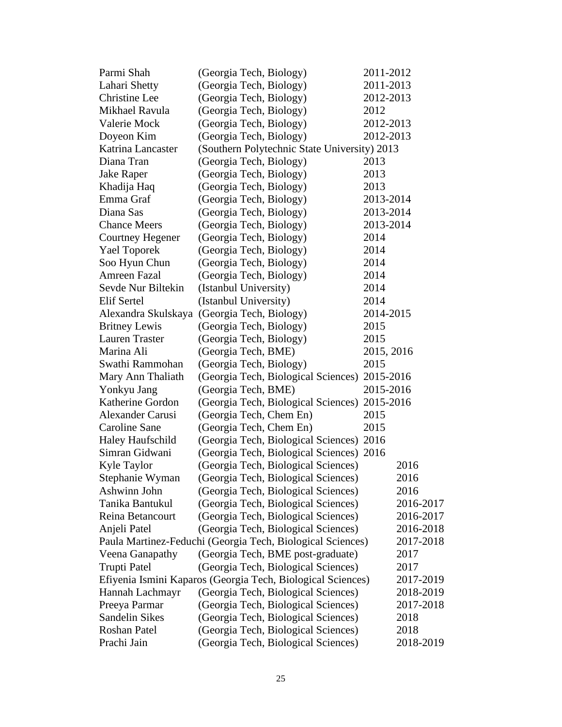| | | |
|---|---|---|
| Parmi Shah | (Georgia Tech, Biology) | 2011-2012 |
| Lahari Shetty | (Georgia Tech, Biology) | 2011-2013 |
| Christine Lee | (Georgia Tech, Biology) | 2012-2013 |
| Mikhael Ravula | (Georgia Tech, Biology) | 2012 |
| Valerie Mock | (Georgia Tech, Biology) | 2012-2013 |
| Doyeon Kim | (Georgia Tech, Biology) | 2012-2013 |
| Katrina Lancaster | (Southern Polytechnic State University) | 2013 |
| Diana Tran | (Georgia Tech, Biology) | 2013 |
| Jake Raper | (Georgia Tech, Biology) | 2013 |
| Khadija Haq | (Georgia Tech, Biology) | 2013 |
| Emma Graf | (Georgia Tech, Biology) | 2013-2014 |
| Diana Sas | (Georgia Tech, Biology) | 2013-2014 |
| Chance Meers | (Georgia Tech, Biology) | 2013-2014 |
| Courtney Hegener | (Georgia Tech, Biology) | 2014 |
| Yael Toporek | (Georgia Tech, Biology) | 2014 |
| Soo Hyun Chun | (Georgia Tech, Biology) | 2014 |
| Amreen Fazal | (Georgia Tech, Biology) | 2014 |
| Sevde Nur Biltekin | (Istanbul University) | 2014 |
| Elif Sertel | (Istanbul University) | 2014 |
| Alexandra Skulskaya | (Georgia Tech, Biology) | 2014-2015 |
| Britney Lewis | (Georgia Tech, Biology) | 2015 |
| Lauren Traster | (Georgia Tech, Biology) | 2015 |
| Marina Ali | (Georgia Tech, BME) | 2015, 2016 |
| Swathi Rammohan | (Georgia Tech, Biology) | 2015 |
| Mary Ann Thaliath | (Georgia Tech, Biological Sciences) | 2015-2016 |
| Yonkyu Jang | (Georgia Tech, BME) | 2015-2016 |
| Katherine Gordon | (Georgia Tech, Biological Sciences) | 2015-2016 |
| Alexander Carusi | (Georgia Tech, Chem En) | 2015 |
| Caroline Sane | (Georgia Tech, Chem En) | 2015 |
| Haley Haufschild | (Georgia Tech, Biological Sciences) | 2016 |
| Simran Gidwani | (Georgia Tech, Biological Sciences) | 2016 |
| Kyle Taylor | (Georgia Tech, Biological Sciences) | 2016 |
| Stephanie Wyman | (Georgia Tech, Biological Sciences) | 2016 |
| Ashwinn John | (Georgia Tech, Biological Sciences) | 2016 |
| Tanika Bantukul | (Georgia Tech, Biological Sciences) | 2016-2017 |
| Reina Betancourt | (Georgia Tech, Biological Sciences) | 2016-2017 |
| Anjeli Patel | (Georgia Tech, Biological Sciences) | 2016-2018 |
| Paula Martinez-Feduchi | (Georgia Tech, Biological Sciences) | 2017-2018 |
| Veena Ganapathy | (Georgia Tech, BME post-graduate) | 2017 |
| Trupti Patel | (Georgia Tech, Biological Sciences) | 2017 |
| Efiyenia Ismini Kaparos | (Georgia Tech, Biological Sciences) | 2017-2019 |
| Hannah Lachmayr | (Georgia Tech, Biological Sciences) | 2018-2019 |
| Preeya Parmar | (Georgia Tech, Biological Sciences) | 2017-2018 |
| Sandelin Sikes | (Georgia Tech, Biological Sciences) | 2018 |
| Roshan Patel | (Georgia Tech, Biological Sciences) | 2018 |
| Prachi Jain | (Georgia Tech, Biological Sciences) | 2018-2019 |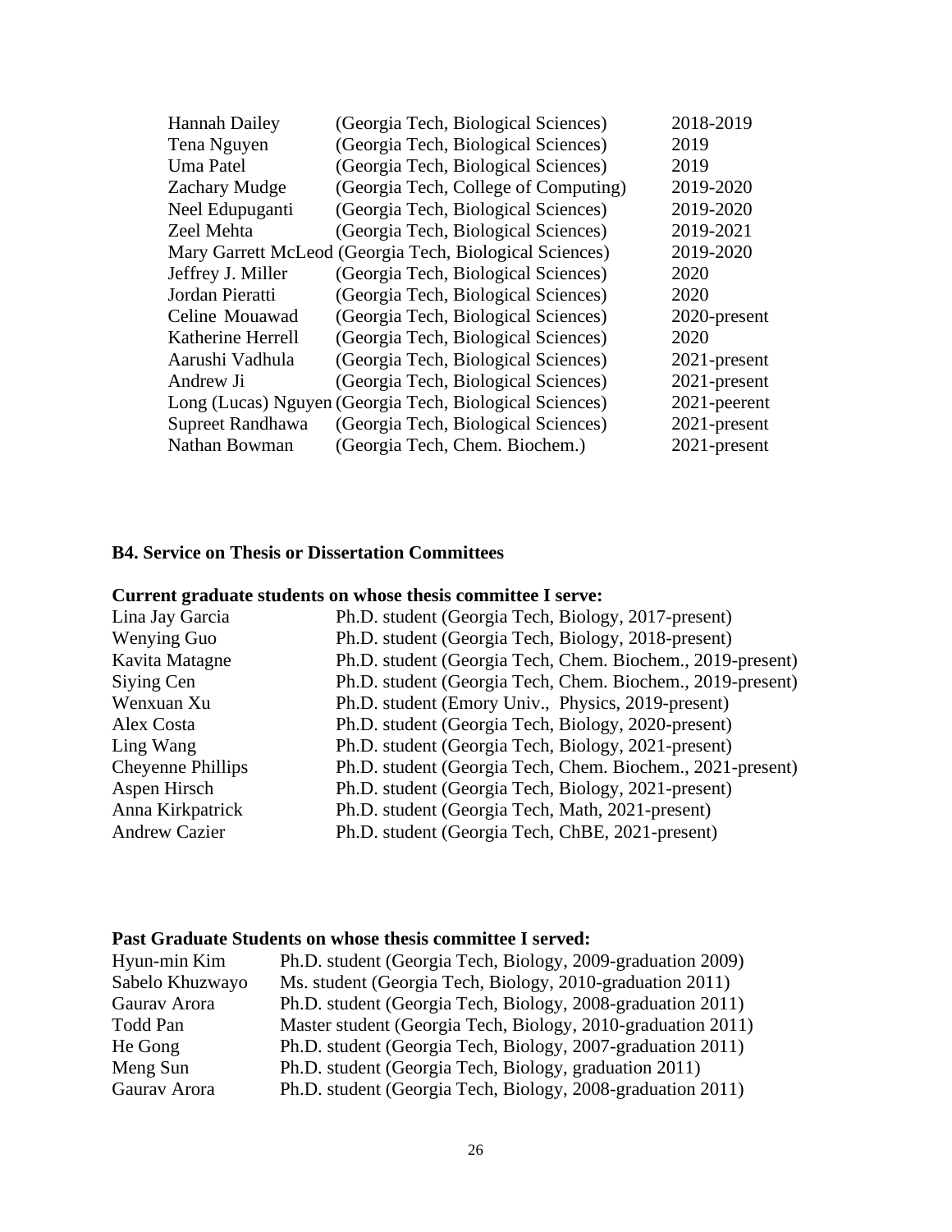| | | |
|---|---|---|
| Hannah Dailey | (Georgia Tech, Biological Sciences) | 2018-2019 |
| Tena Nguyen | (Georgia Tech, Biological Sciences) | 2019 |
| Uma Patel | (Georgia Tech, Biological Sciences) | 2019 |
| Zachary Mudge | (Georgia Tech, College of Computing) | 2019-2020 |
| Neel Edupuganti | (Georgia Tech, Biological Sciences) | 2019-2020 |
| Zeel Mehta | (Georgia Tech, Biological Sciences) | 2019-2021 |
| Mary Garrett McLeod | (Georgia Tech, Biological Sciences) | 2019-2020 |
| Jeffrey J. Miller | (Georgia Tech, Biological Sciences) | 2020 |
| Jordan Pieratti | (Georgia Tech, Biological Sciences) | 2020 |
| Celine Mouawad | (Georgia Tech, Biological Sciences) | 2020-present |
| Katherine Herrell | (Georgia Tech, Biological Sciences) | 2020 |
| Aarushi Vadhula | (Georgia Tech, Biological Sciences) | 2021-present |
| Andrew Ji | (Georgia Tech, Biological Sciences) | 2021-present |
| Long (Lucas) Nguyen | (Georgia Tech, Biological Sciences) | 2021-peerent |
| Supreet Randhawa | (Georgia Tech, Biological Sciences) | 2021-present |
| Nathan Bowman | (Georgia Tech, Chem. Biochem.) | 2021-present |

**B4. Service on Thesis or Dissertation Committees**

**Current graduate students on whose thesis committee I serve:**

| | |
|---|---|
| Lina Jay Garcia | Ph.D. student (Georgia Tech, Biology, 2017-present) |
| Wenying Guo | Ph.D. student (Georgia Tech, Biology, 2018-present) |
| Kavita Matagne | Ph.D. student (Georgia Tech, Chem. Biochem., 2019-present) |
| Siying Cen | Ph.D. student (Georgia Tech, Chem. Biochem., 2019-present) |
| Wenxuan Xu | Ph.D. student (Emory Univ., Physics, 2019-present) |
| Alex Costa | Ph.D. student (Georgia Tech, Biology, 2020-present) |
| Ling Wang | Ph.D. student (Georgia Tech, Biology, 2021-present) |
| Cheyenne Phillips | Ph.D. student (Georgia Tech, Chem. Biochem., 2021-present) |
| Aspen Hirsch | Ph.D. student (Georgia Tech, Biology, 2021-present) |
| Anna Kirkpatrick | Ph.D. student (Georgia Tech, Math, 2021-present) |
| Andrew Cazier | Ph.D. student (Georgia Tech, ChBE, 2021-present) |

**Past Graduate Students on whose thesis committee I served:**

| | |
|---|---|
| Hyun-min Kim | Ph.D. student (Georgia Tech, Biology, 2009-graduation 2009) |
| Sabelo Khuzwayo | Ms. student (Georgia Tech, Biology, 2010-graduation 2011) |
| Gaurav Arora | Ph.D. student (Georgia Tech, Biology, 2008-graduation 2011) |
| Todd Pan | Master student (Georgia Tech, Biology, 2010-graduation 2011) |
| He Gong | Ph.D. student (Georgia Tech, Biology, 2007-graduation 2011) |
| Meng Sun | Ph.D. student (Georgia Tech, Biology, graduation 2011) |
| Gaurav Arora | Ph.D. student (Georgia Tech, Biology, 2008-graduation 2011) |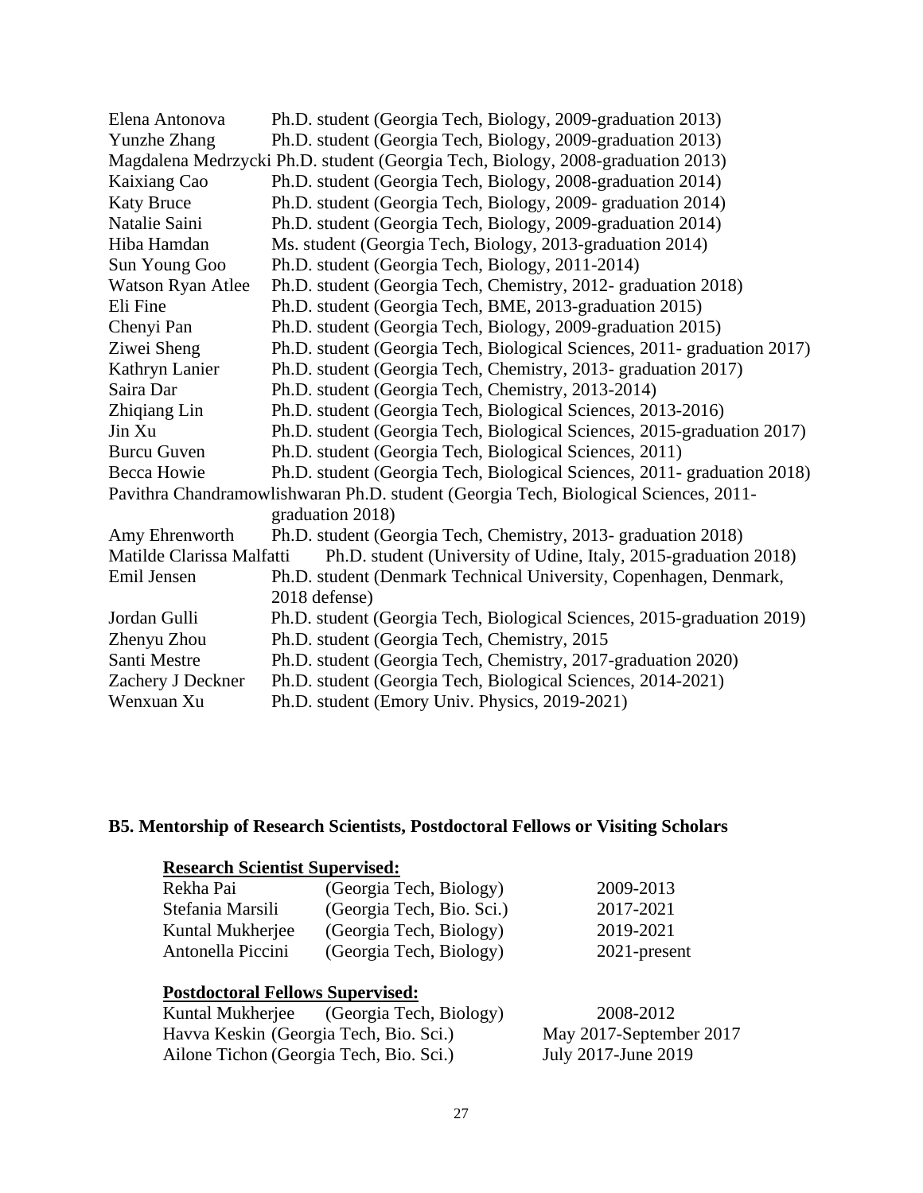| | |
|---|---|
| Elena Antonova | Ph.D. student (Georgia Tech, Biology, 2009-graduation 2013) |
| Yunzhe Zhang | Ph.D. student (Georgia Tech, Biology, 2009-graduation 2013) |
| Magdalena Medrzycki | Ph.D. student (Georgia Tech, Biology, 2008-graduation 2013) |
| Kaixiang Cao | Ph.D. student (Georgia Tech, Biology, 2008-graduation 2014) |
| Katy Bruce | Ph.D. student (Georgia Tech, Biology, 2009- graduation 2014) |
| Natalie Saini | Ph.D. student (Georgia Tech, Biology, 2009-graduation 2014) |
| Hiba Hamdan | Ms. student (Georgia Tech, Biology, 2013-graduation 2014) |
| Sun Young Goo | Ph.D. student (Georgia Tech, Biology, 2011-2014) |
| Watson Ryan Atlee | Ph.D. student (Georgia Tech, Chemistry, 2012- graduation 2018) |
| Eli Fine | Ph.D. student (Georgia Tech, BME, 2013-graduation 2015) |
| Chenyi Pan | Ph.D. student (Georgia Tech, Biology, 2009-graduation 2015) |
| Ziwei Sheng | Ph.D. student (Georgia Tech, Biological Sciences, 2011- graduation 2017) |
| Kathryn Lanier | Ph.D. student (Georgia Tech, Chemistry, 2013- graduation 2017) |
| Saira Dar | Ph.D. student (Georgia Tech, Chemistry, 2013-2014) |
| Zhiqiang Lin | Ph.D. student (Georgia Tech, Biological Sciences, 2013-2016) |
| Jin Xu | Ph.D. student (Georgia Tech, Biological Sciences, 2015-graduation 2017) |
| Burcu Guven | Ph.D. student (Georgia Tech, Biological Sciences, 2011) |
| Becca Howie | Ph.D. student (Georgia Tech, Biological Sciences, 2011- graduation 2018) |
| Pavithra Chandramowlishwaran | Ph.D. student (Georgia Tech, Biological Sciences, 2011- graduation 2018) |
| Amy Ehrenworth | Ph.D. student (Georgia Tech, Chemistry, 2013- graduation 2018) |
| Matilde Clarissa Malfatti | Ph.D. student (University of Udine, Italy, 2015-graduation 2018) |
| Emil Jensen | Ph.D. student (Denmark Technical University, Copenhagen, Denmark, 2018 defense) |
| Jordan Gulli | Ph.D. student (Georgia Tech, Biological Sciences, 2015-graduation 2019) |
| Zhenyu Zhou | Ph.D. student (Georgia Tech, Chemistry, 2015 |
| Santi Mestre | Ph.D. student (Georgia Tech, Chemistry, 2017-graduation 2020) |
| Zachery J Deckner | Ph.D. student (Georgia Tech, Biological Sciences, 2014-2021) |
| Wenxuan Xu | Ph.D. student (Emory Univ. Physics, 2019-2021) |

## B5. Mentorship of Research Scientists, Postdoctoral Fellows or Visiting Scholars

**Research Scientist Supervised:**

| | | |
|---|---|---|
| Rekha Pai | (Georgia Tech, Biology) | 2009-2013 |
| Stefania Marsili | (Georgia Tech, Bio. Sci.) | 2017-2021 |
| Kuntal Mukherjee | (Georgia Tech, Biology) | 2019-2021 |
| Antonella Piccini | (Georgia Tech, Biology) | 2021-present |

**Postdoctoral Fellows Supervised:**

| | | |
|---|---|---|
| Kuntal Mukherjee | (Georgia Tech, Biology) | 2008-2012 |
| Havva Keskin | (Georgia Tech, Bio. Sci.) | May 2017-September 2017 |
| Ailone Tichon | (Georgia Tech, Bio. Sci.) | July 2017-June 2019 |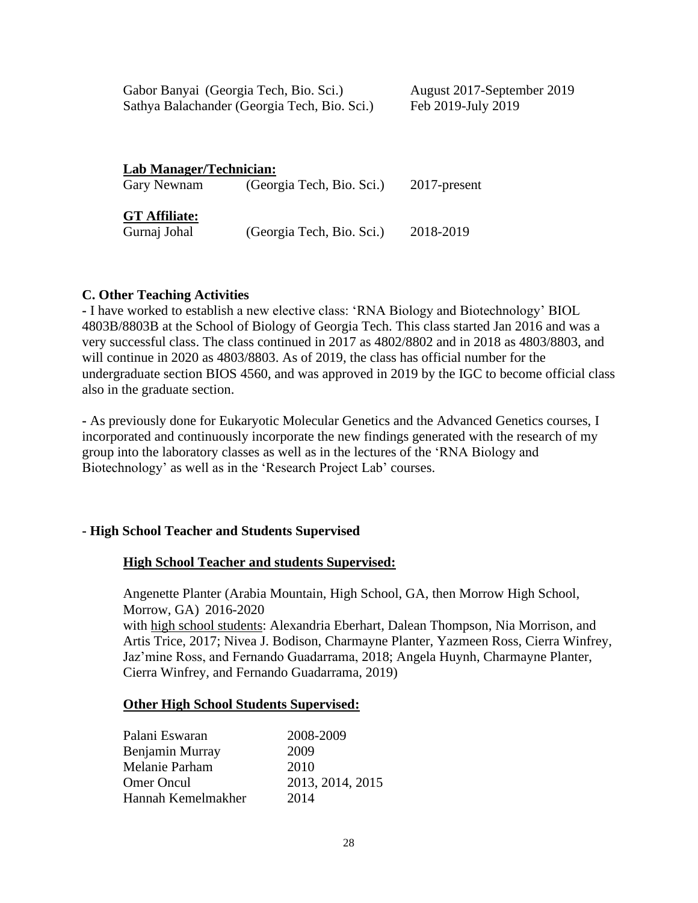| | |
|---|---|
| Gabor Banyai (Georgia Tech, Bio. Sci.) | August 2017-September 2019 |
| Sathya Balachander (Georgia Tech, Bio. Sci.) | Feb 2019-July 2019 |

**Lab Manager/Technician:**

| | | |
|---|---|---|
| Gary Newnam | (Georgia Tech, Bio. Sci.) | 2017-present |

**GT Affiliate:**

| | | |
|---|---|---|
| Gurnaj Johal | (Georgia Tech, Bio. Sci.) | 2018-2019 |

### C. Other Teaching Activities

- I have worked to establish a new elective class: 'RNA Biology and Biotechnology' BIOL 4803B/8803B at the School of Biology of Georgia Tech. This class started Jan 2016 and was a very successful class. The class continued in 2017 as 4802/8802 and in 2018 as 4803/8803, and will continue in 2020 as 4803/8803. As of 2019, the class has official number for the undergraduate section BIOS 4560, and was approved in 2019 by the IGC to become official class also in the graduate section.

- As previously done for Eukaryotic Molecular Genetics and the Advanced Genetics courses, I incorporated and continuously incorporate the new findings generated with the research of my group into the laboratory classes as well as in the lectures of the 'RNA Biology and Biotechnology' as well as in the 'Research Project Lab' courses.

**- High School Teacher and Students Supervised**

**High School Teacher and students Supervised:**

Angenette Planter (Arabia Mountain, High School, GA, then Morrow High School, Morrow, GA) 2016-2020
with high school students: Alexandria Eberhart, Dalean Thompson, Nia Morrison, and Artis Trice, 2017; Nivea J. Bodison, Charmayne Planter, Yazmeen Ross, Cierra Winfrey, Jaz'mine Ross, and Fernando Guadarrama, 2018; Angela Huynh, Charmayne Planter, Cierra Winfrey, and Fernando Guadarrama, 2019)

**Other High School Students Supervised:**

| | |
|---|---|
| Palani Eswaran | 2008-2009 |
| Benjamin Murray | 2009 |
| Melanie Parham | 2010 |
| Omer Oncul | 2013, 2014, 2015 |
| Hannah Kemelmakher | 2014 |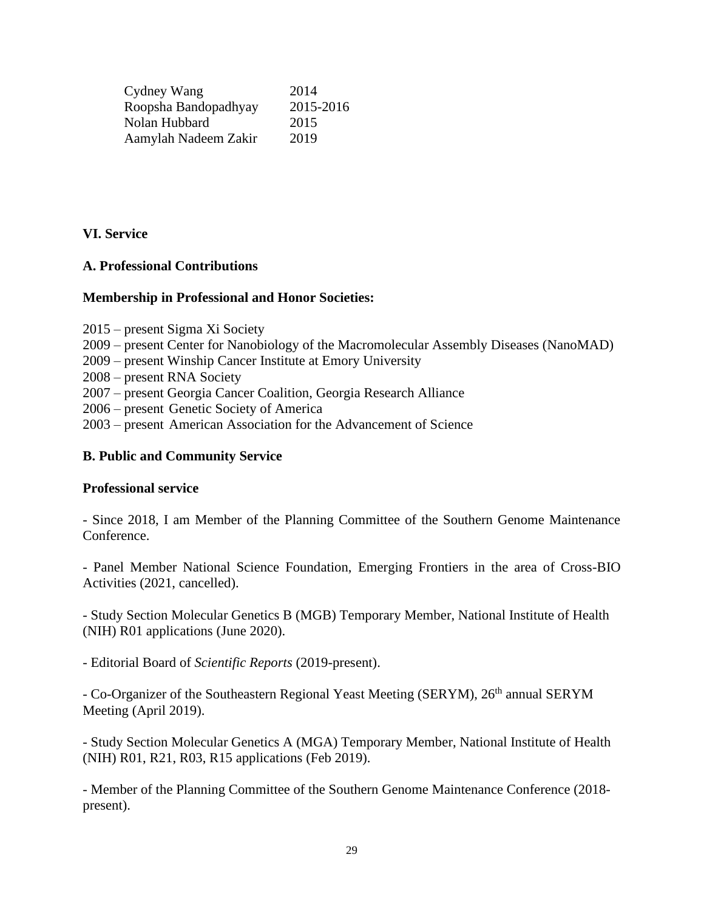| | |
|---|---|
| Cydney Wang | 2014 |
| Roopsha Bandopadhyay | 2015-2016 |
| Nolan Hubbard | 2015 |
| Aamylah Nadeem Zakir | 2019 |

## VI. Service

### A. Professional Contributions

**Membership in Professional and Honor Societies:**

2015 – present Sigma Xi Society
2009 – present Center for Nanobiology of the Macromolecular Assembly Diseases (NanoMAD)
2009 – present Winship Cancer Institute at Emory University
2008 – present RNA Society
2007 – present Georgia Cancer Coalition, Georgia Research Alliance
2006 – present Genetic Society of America
2003 – present American Association for the Advancement of Science

### B. Public and Community Service

**Professional service**

- Since 2018, I am Member of the Planning Committee of the Southern Genome Maintenance Conference.

- Panel Member National Science Foundation, Emerging Frontiers in the area of Cross-BIO Activities (2021, cancelled).

- Study Section Molecular Genetics B (MGB) Temporary Member, National Institute of Health (NIH) R01 applications (June 2020).

- Editorial Board of *Scientific Reports* (2019-present).

- Co-Organizer of the Southeastern Regional Yeast Meeting (SERYM), 26th annual SERYM Meeting (April 2019).

- Study Section Molecular Genetics A (MGA) Temporary Member, National Institute of Health (NIH) R01, R21, R03, R15 applications (Feb 2019).

- Member of the Planning Committee of the Southern Genome Maintenance Conference (2018-present).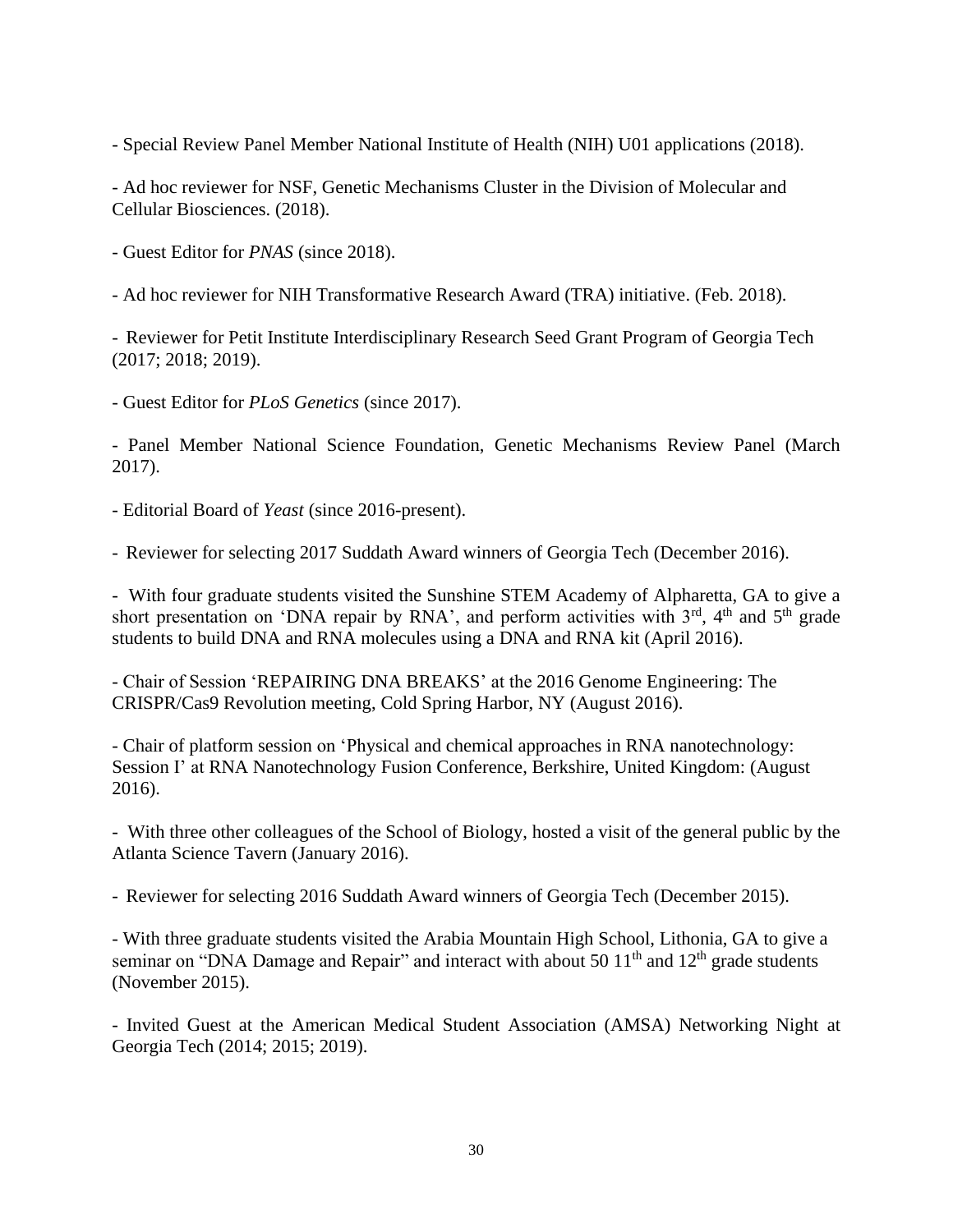- Special Review Panel Member National Institute of Health (NIH) U01 applications (2018).

- Ad hoc reviewer for NSF, Genetic Mechanisms Cluster in the Division of Molecular and Cellular Biosciences. (2018).

- Guest Editor for *PNAS* (since 2018).

- Ad hoc reviewer for NIH Transformative Research Award (TRA) initiative. (Feb. 2018).

- Reviewer for Petit Institute Interdisciplinary Research Seed Grant Program of Georgia Tech (2017; 2018; 2019).

- Guest Editor for *PLoS Genetics* (since 2017).

- Panel Member National Science Foundation, Genetic Mechanisms Review Panel (March 2017).

- Editorial Board of *Yeast* (since 2016-present).

- Reviewer for selecting 2017 Suddath Award winners of Georgia Tech (December 2016).

- With four graduate students visited the Sunshine STEM Academy of Alpharetta, GA to give a short presentation on 'DNA repair by RNA', and perform activities with $3^{rd}$, $4^{th}$ and $5^{th}$ grade students to build DNA and RNA molecules using a DNA and RNA kit (April 2016).

- Chair of Session 'REPAIRING DNA BREAKS' at the 2016 Genome Engineering: The CRISPR/Cas9 Revolution meeting, Cold Spring Harbor, NY (August 2016).

- Chair of platform session on 'Physical and chemical approaches in RNA nanotechnology: Session I' at RNA Nanotechnology Fusion Conference, Berkshire, United Kingdom: (August 2016).

- With three other colleagues of the School of Biology, hosted a visit of the general public by the Atlanta Science Tavern (January 2016).

- Reviewer for selecting 2016 Suddath Award winners of Georgia Tech (December 2015).

- With three graduate students visited the Arabia Mountain High School, Lithonia, GA to give a seminar on "DNA Damage and Repair" and interact with about 50 $11^{th}$ and $12^{th}$ grade students (November 2015).

- Invited Guest at the American Medical Student Association (AMSA) Networking Night at Georgia Tech (2014; 2015; 2019).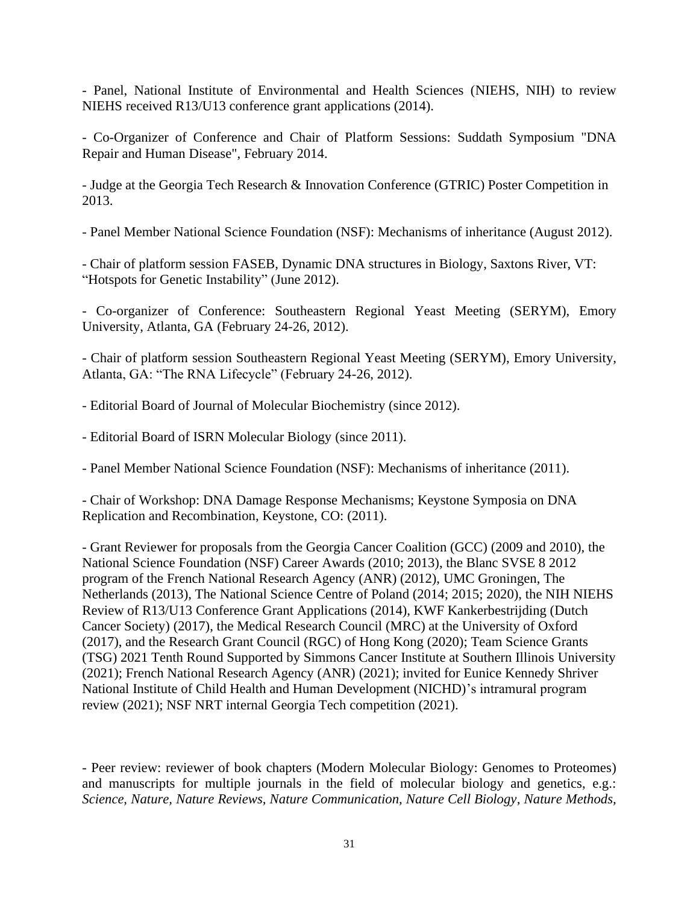- Panel, National Institute of Environmental and Health Sciences (NIEHS, NIH) to review NIEHS received R13/U13 conference grant applications (2014).

- Co-Organizer of Conference and Chair of Platform Sessions: Suddath Symposium "DNA Repair and Human Disease", February 2014.

- Judge at the Georgia Tech Research & Innovation Conference (GTRIC) Poster Competition in 2013.

- Panel Member National Science Foundation (NSF): Mechanisms of inheritance (August 2012).

- Chair of platform session FASEB, Dynamic DNA structures in Biology, Saxtons River, VT: "Hotspots for Genetic Instability" (June 2012).

- Co-organizer of Conference: Southeastern Regional Yeast Meeting (SERYM), Emory University, Atlanta, GA (February 24-26, 2012).

- Chair of platform session Southeastern Regional Yeast Meeting (SERYM), Emory University, Atlanta, GA: "The RNA Lifecycle" (February 24-26, 2012).

- Editorial Board of Journal of Molecular Biochemistry (since 2012).

- Editorial Board of ISRN Molecular Biology (since 2011).

- Panel Member National Science Foundation (NSF): Mechanisms of inheritance (2011).

- Chair of Workshop: DNA Damage Response Mechanisms; Keystone Symposia on DNA Replication and Recombination, Keystone, CO: (2011).

- Grant Reviewer for proposals from the Georgia Cancer Coalition (GCC) (2009 and 2010), the National Science Foundation (NSF) Career Awards (2010; 2013), the Blanc SVSE 8 2012 program of the French National Research Agency (ANR) (2012), UMC Groningen, The Netherlands (2013), The National Science Centre of Poland (2014; 2015; 2020), the NIH NIEHS Review of R13/U13 Conference Grant Applications (2014), KWF Kankerbestrijding (Dutch Cancer Society) (2017), the Medical Research Council (MRC) at the University of Oxford (2017), and the Research Grant Council (RGC) of Hong Kong (2020); Team Science Grants (TSG) 2021 Tenth Round Supported by Simmons Cancer Institute at Southern Illinois University (2021); French National Research Agency (ANR) (2021); invited for Eunice Kennedy Shriver National Institute of Child Health and Human Development (NICHD)'s intramural program review (2021); NSF NRT internal Georgia Tech competition (2021).

- Peer review: reviewer of book chapters (Modern Molecular Biology: Genomes to Proteomes) and manuscripts for multiple journals in the field of molecular biology and genetics, e.g.: *Science, Nature, Nature Reviews, Nature Communication, Nature Cell Biology, Nature Methods,*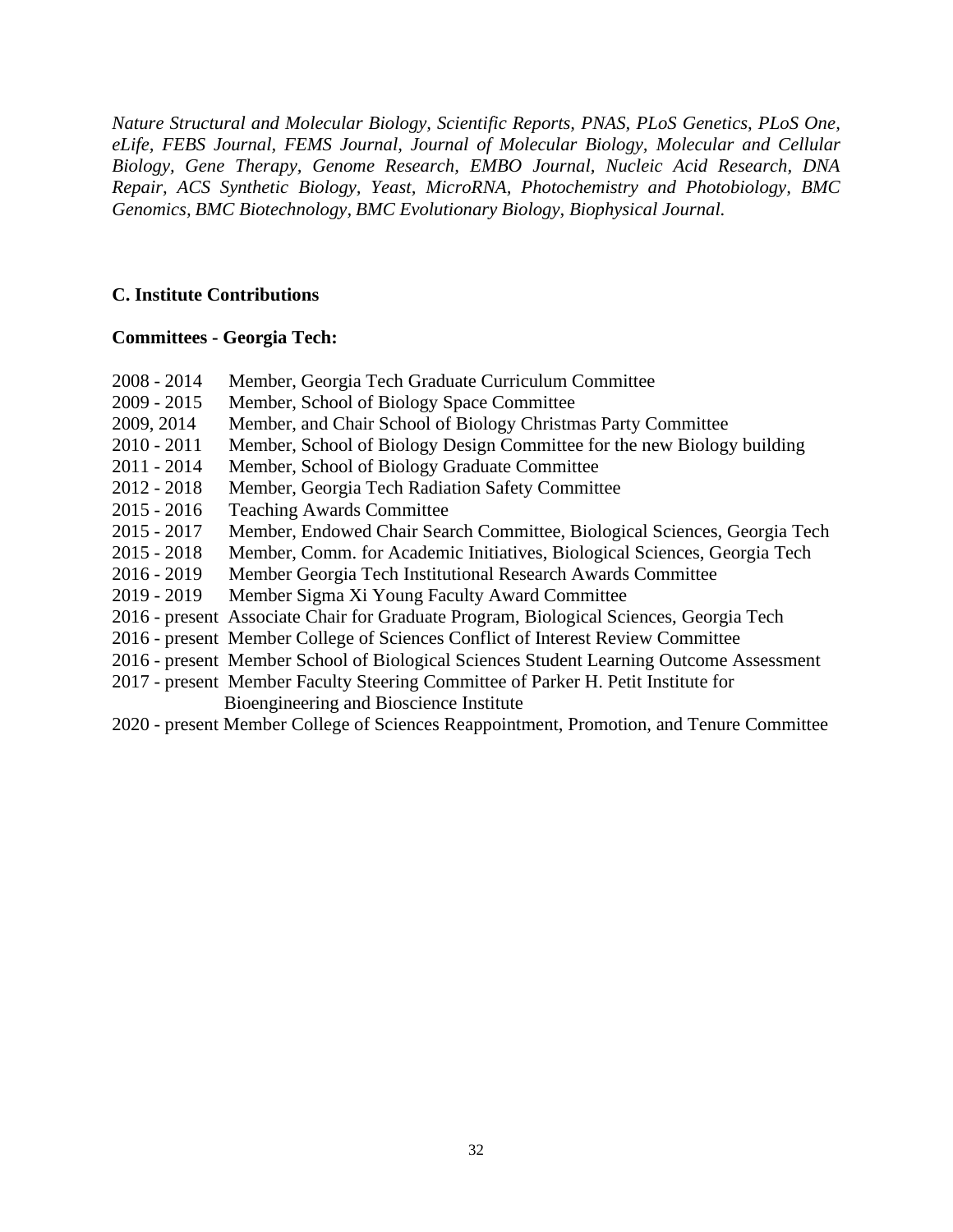*Nature Structural and Molecular Biology, Scientific Reports, PNAS, PLoS Genetics, PLoS One, eLife, FEBS Journal, FEMS Journal, Journal of Molecular Biology, Molecular and Cellular Biology, Gene Therapy, Genome Research, EMBO Journal, Nucleic Acid Research, DNA Repair, ACS Synthetic Biology, Yeast, MicroRNA, Photochemistry and Photobiology, BMC Genomics, BMC Biotechnology, BMC Evolutionary Biology, Biophysical Journal.*

## C. Institute Contributions

**Committees - Georgia Tech:**

2008 - 2014 Member, Georgia Tech Graduate Curriculum Committee
2009 - 2015 Member, School of Biology Space Committee
2009, 2014 Member, and Chair School of Biology Christmas Party Committee
2010 - 2011 Member, School of Biology Design Committee for the new Biology building
2011 - 2014 Member, School of Biology Graduate Committee
2012 - 2018 Member, Georgia Tech Radiation Safety Committee
2015 - 2016 Teaching Awards Committee
2015 - 2017 Member, Endowed Chair Search Committee, Biological Sciences, Georgia Tech
2015 - 2018 Member, Comm. for Academic Initiatives, Biological Sciences, Georgia Tech
2016 - 2019 Member Georgia Tech Institutional Research Awards Committee
2019 - 2019 Member Sigma Xi Young Faculty Award Committee
2016 - present Associate Chair for Graduate Program, Biological Sciences, Georgia Tech
2016 - present Member College of Sciences Conflict of Interest Review Committee
2016 - present Member School of Biological Sciences Student Learning Outcome Assessment
2017 - present Member Faculty Steering Committee of Parker H. Petit Institute for Bioengineering and Bioscience Institute
2020 - present Member College of Sciences Reappointment, Promotion, and Tenure Committee